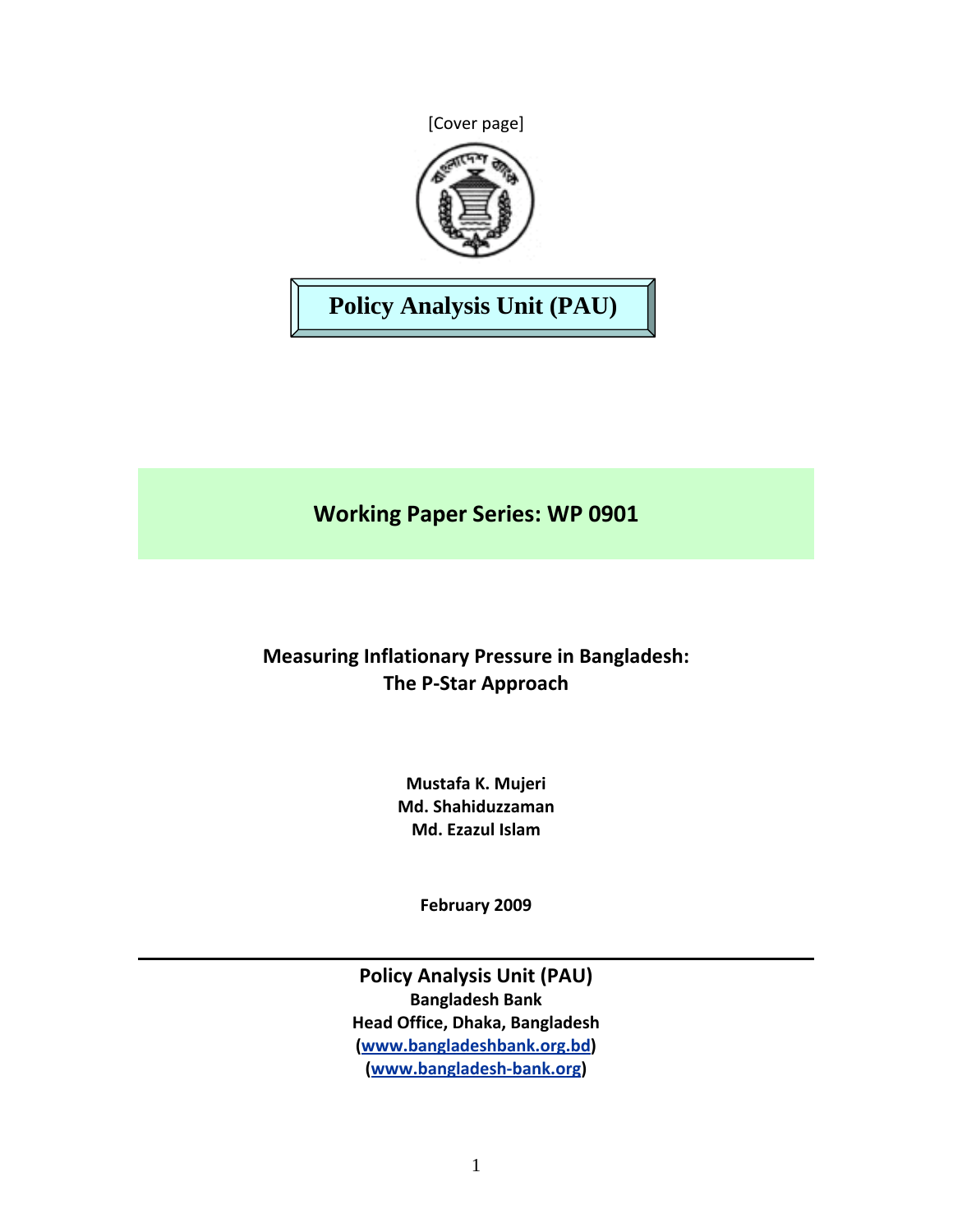[Cover page]

**Policy Analysis Unit (PAU)**

## Working Paper Series: WP 0901

# Measuring Inflationary Pressure in Bangladesh: The P-Star Approach

**Mustafa K. Mujeri**
**Md. Shahiduzzaman**
**Md. Ezazul Islam**

**February 2009**

---

**Policy Analysis Unit (PAU)**
**Bangladesh Bank**
**Head Office, Dhaka, Bangladesh**
**([www.bangladeshbank.org.bd](http://www.bangladeshbank.org.bd))**
**([www.bangladesh-bank.org](http://www.bangladesh-bank.org))**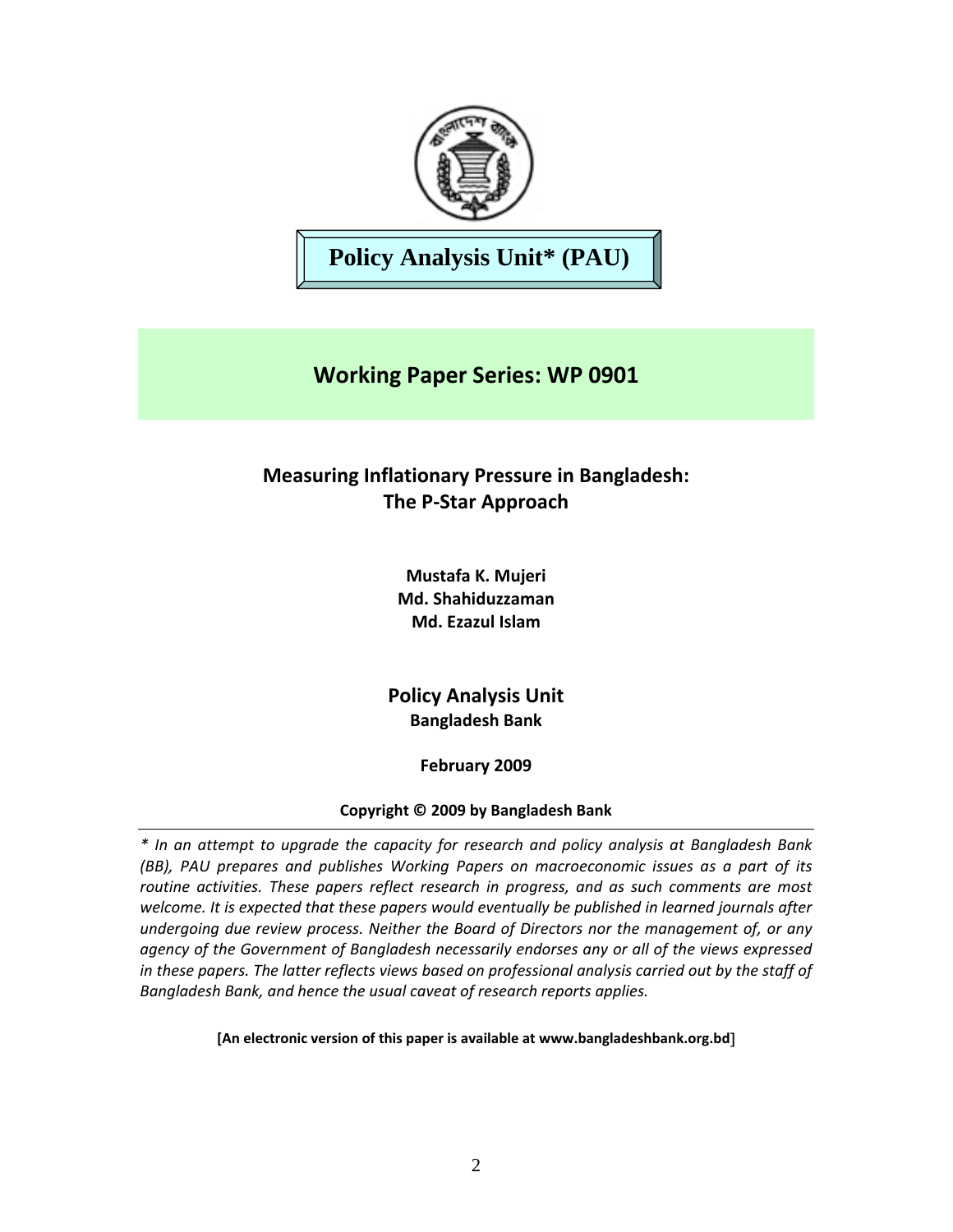**Policy Analysis Unit* (PAU)**

## Working Paper Series: WP 0901

# Measuring Inflationary Pressure in Bangladesh: The P-Star Approach

**Mustafa K. Mujeri**
**Md. Shahiduzzaman**
**Md. Ezazul Islam**

**Policy Analysis Unit**
**Bangladesh Bank**

**February 2009**

**Copyright © 2009 by Bangladesh Bank**

---

*\* In an attempt to upgrade the capacity for research and policy analysis at Bangladesh Bank (BB), PAU prepares and publishes Working Papers on macroeconomic issues as a part of its routine activities. These papers reflect research in progress, and as such comments are most welcome. It is expected that these papers would eventually be published in learned journals after undergoing due review process. Neither the Board of Directors nor the management of, or any agency of the Government of Bangladesh necessarily endorses any or all of the views expressed in these papers. The latter reflects views based on professional analysis carried out by the staff of Bangladesh Bank, and hence the usual caveat of research reports applies.*

**[An electronic version of this paper is available at www.bangladeshbank.org.bd]**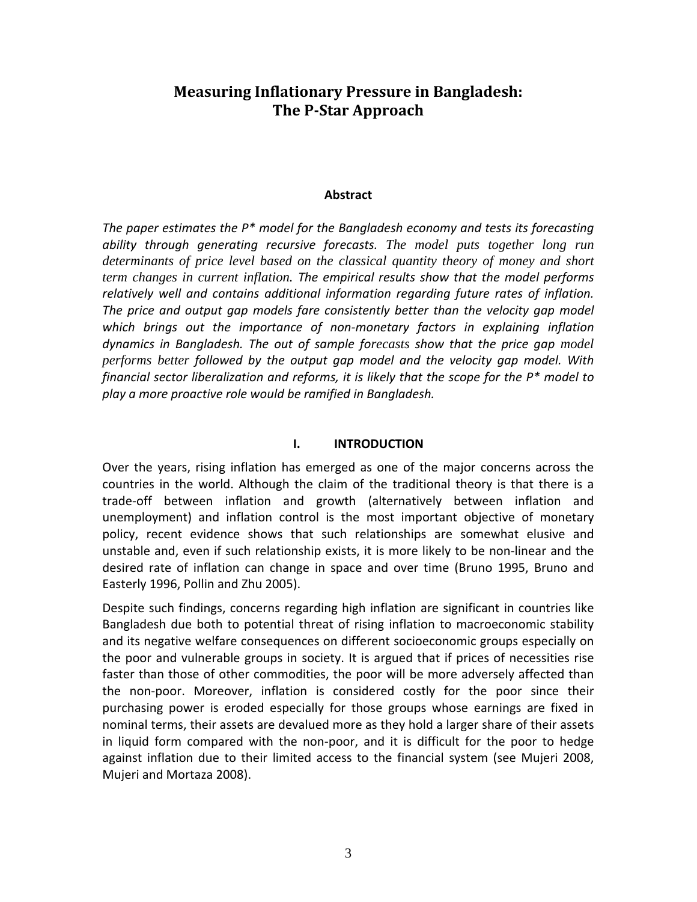# Measuring Inflationary Pressure in Bangladesh: The P-Star Approach

**Abstract**

*The paper estimates the P\* model for the Bangladesh economy and tests its forecasting ability through generating recursive forecasts. The model puts together long run determinants of price level based on the classical quantity theory of money and short term changes in current inflation. The empirical results show that the model performs relatively well and contains additional information regarding future rates of inflation. The price and output gap models fare consistently better than the velocity gap model which brings out the importance of non-monetary factors in explaining inflation dynamics in Bangladesh. The out of sample forecasts show that the price gap model performs better followed by the output gap model and the velocity gap model. With financial sector liberalization and reforms, it is likely that the scope for the P\* model to play a more proactive role would be ramified in Bangladesh.*

## I. INTRODUCTION

Over the years, rising inflation has emerged as one of the major concerns across the countries in the world. Although the claim of the traditional theory is that there is a trade-off between inflation and growth (alternatively between inflation and unemployment) and inflation control is the most important objective of monetary policy, recent evidence shows that such relationships are somewhat elusive and unstable and, even if such relationship exists, it is more likely to be non-linear and the desired rate of inflation can change in space and over time (Bruno 1995, Bruno and Easterly 1996, Pollin and Zhu 2005).

Despite such findings, concerns regarding high inflation are significant in countries like Bangladesh due both to potential threat of rising inflation to macroeconomic stability and its negative welfare consequences on different socioeconomic groups especially on the poor and vulnerable groups in society. It is argued that if prices of necessities rise faster than those of other commodities, the poor will be more adversely affected than the non-poor. Moreover, inflation is considered costly for the poor since their purchasing power is eroded especially for those groups whose earnings are fixed in nominal terms, their assets are devalued more as they hold a larger share of their assets in liquid form compared with the non-poor, and it is difficult for the poor to hedge against inflation due to their limited access to the financial system (see Mujeri 2008, Mujeri and Mortaza 2008).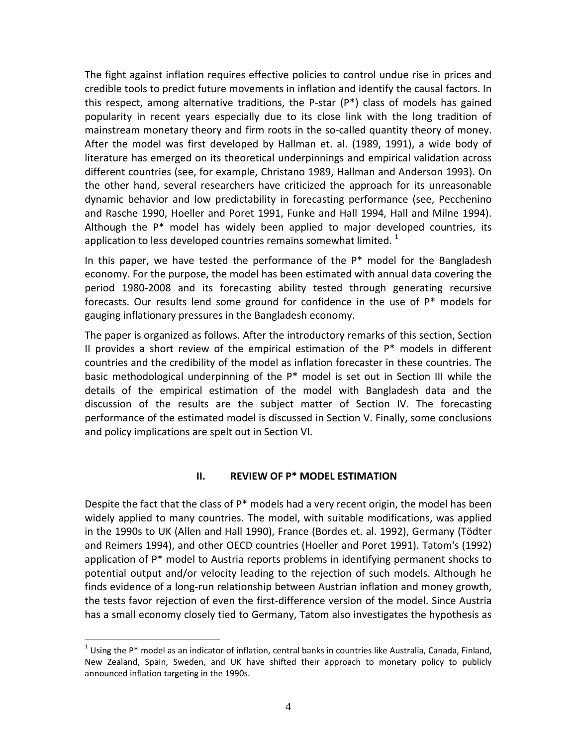The fight against inflation requires effective policies to control undue rise in prices and credible tools to predict future movements in inflation and identify the causal factors. In this respect, among alternative traditions, the P-star (P*) class of models has gained popularity in recent years especially due to its close link with the long tradition of mainstream monetary theory and firm roots in the so-called quantity theory of money. After the model was first developed by Hallman et. al. (1989, 1991), a wide body of literature has emerged on its theoretical underpinnings and empirical validation across different countries (see, for example, Christano 1989, Hallman and Anderson 1993). On the other hand, several researchers have criticized the approach for its unreasonable dynamic behavior and low predictability in forecasting performance (see, Pecchenino and Rasche 1990, Hoeller and Poret 1991, Funke and Hall 1994, Hall and Milne 1994). Although the P* model has widely been applied to major developed countries, its application to less developed countries remains somewhat limited. [1]

In this paper, we have tested the performance of the P* model for the Bangladesh economy. For the purpose, the model has been estimated with annual data covering the period 1980-2008 and its forecasting ability tested through generating recursive forecasts. Our results lend some ground for confidence in the use of P* models for gauging inflationary pressures in the Bangladesh economy.

The paper is organized as follows. After the introductory remarks of this section, Section II provides a short review of the empirical estimation of the P* models in different countries and the credibility of the model as inflation forecaster in these countries. The basic methodological underpinning of the P* model is set out in Section III while the details of the empirical estimation of the model with Bangladesh data and the discussion of the results are the subject matter of Section IV. The forecasting performance of the estimated model is discussed in Section V. Finally, some conclusions and policy implications are spelt out in Section VI.

## II. REVIEW OF P* MODEL ESTIMATION

Despite the fact that the class of P* models had a very recent origin, the model has been widely applied to many countries. The model, with suitable modifications, was applied in the 1990s to UK (Allen and Hall 1990), France (Bordes et. al. 1992), Germany (Tödter and Reimers 1994), and other OECD countries (Hoeller and Poret 1991). Tatom's (1992) application of P* model to Austria reports problems in identifying permanent shocks to potential output and/or velocity leading to the rejection of such models. Although he finds evidence of a long-run relationship between Austrian inflation and money growth, the tests favor rejection of even the first-difference version of the model. Since Austria has a small economy closely tied to Germany, Tatom also investigates the hypothesis as

---

[1] Using the P* model as an indicator of inflation, central banks in countries like Australia, Canada, Finland, New Zealand, Spain, Sweden, and UK have shifted their approach to monetary policy to publicly announced inflation targeting in the 1990s.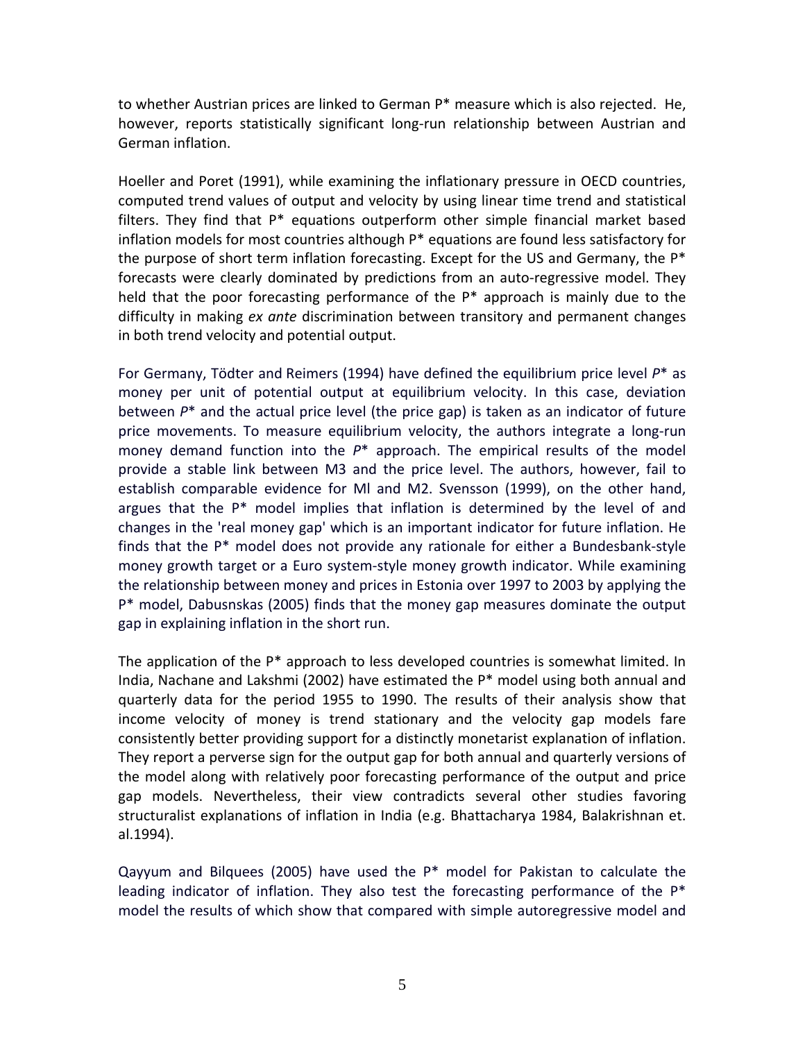to whether Austrian prices are linked to German P* measure which is also rejected. He, however, reports statistically significant long-run relationship between Austrian and German inflation.

Hoeller and Poret (1991), while examining the inflationary pressure in OECD countries, computed trend values of output and velocity by using linear time trend and statistical filters. They find that P* equations outperform other simple financial market based inflation models for most countries although P* equations are found less satisfactory for the purpose of short term inflation forecasting. Except for the US and Germany, the P* forecasts were clearly dominated by predictions from an auto-regressive model. They held that the poor forecasting performance of the P* approach is mainly due to the difficulty in making *ex ante* discrimination between transitory and permanent changes in both trend velocity and potential output.

For Germany, Tödter and Reimers (1994) have defined the equilibrium price level *P** as money per unit of potential output at equilibrium velocity. In this case, deviation between *P** and the actual price level (the price gap) is taken as an indicator of future price movements. To measure equilibrium velocity, the authors integrate a long-run money demand function into the *P** approach. The empirical results of the model provide a stable link between M3 and the price level. The authors, however, fail to establish comparable evidence for Ml and M2. Svensson (1999), on the other hand, argues that the P* model implies that inflation is determined by the level of and changes in the 'real money gap' which is an important indicator for future inflation. He finds that the P* model does not provide any rationale for either a Bundesbank-style money growth target or a Euro system-style money growth indicator. While examining the relationship between money and prices in Estonia over 1997 to 2003 by applying the P* model, Dabusnskas (2005) finds that the money gap measures dominate the output gap in explaining inflation in the short run.

The application of the P* approach to less developed countries is somewhat limited. In India, Nachane and Lakshmi (2002) have estimated the P* model using both annual and quarterly data for the period 1955 to 1990. The results of their analysis show that income velocity of money is trend stationary and the velocity gap models fare consistently better providing support for a distinctly monetarist explanation of inflation. They report a perverse sign for the output gap for both annual and quarterly versions of the model along with relatively poor forecasting performance of the output and price gap models. Nevertheless, their view contradicts several other studies favoring structuralist explanations of inflation in India (e.g. Bhattacharya 1984, Balakrishnan et. al.1994).

Qayyum and Bilquees (2005) have used the P* model for Pakistan to calculate the leading indicator of inflation. They also test the forecasting performance of the P* model the results of which show that compared with simple autoregressive model and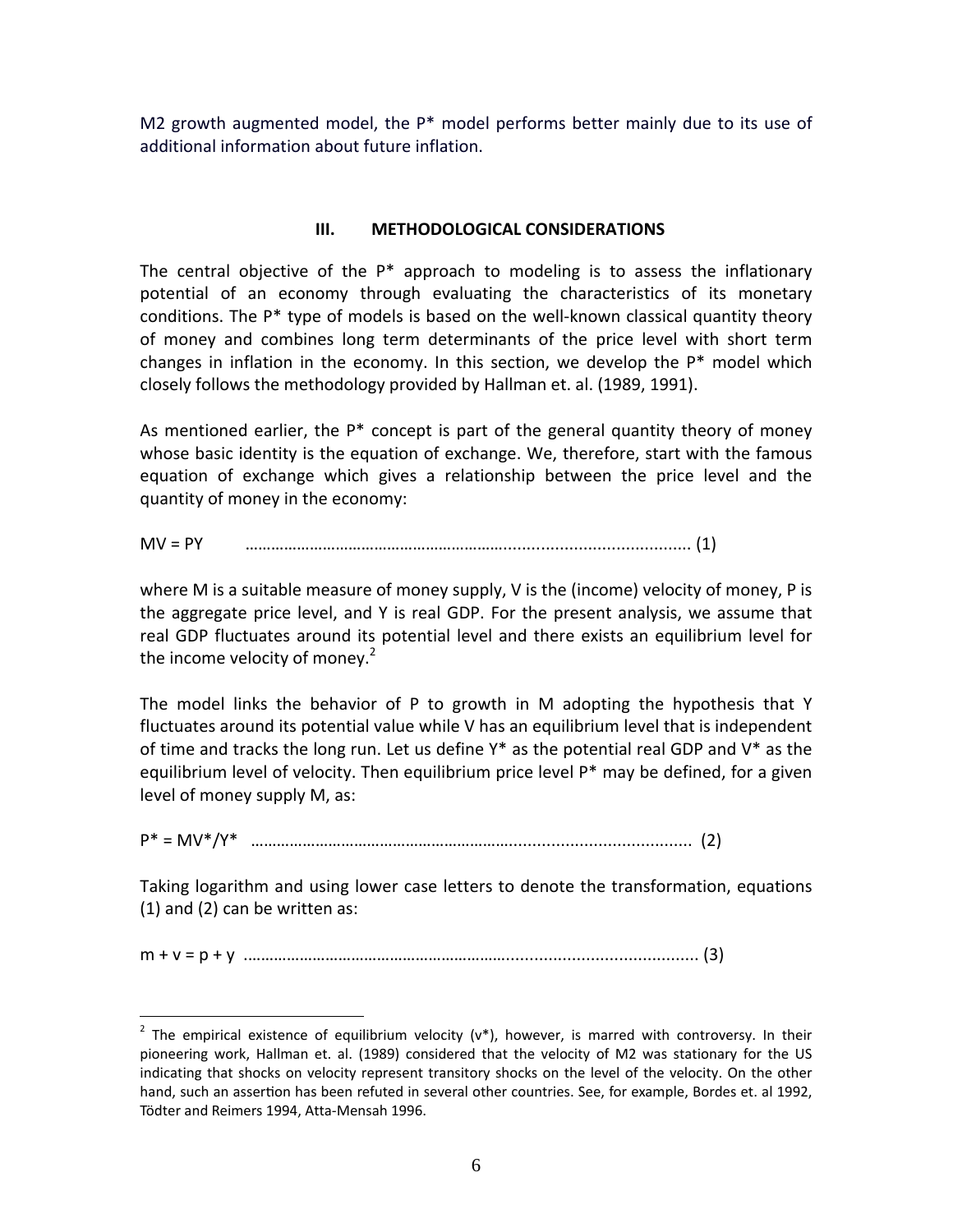M2 growth augmented model, the P* model performs better mainly due to its use of additional information about future inflation.

## III. METHODOLOGICAL CONSIDERATIONS

The central objective of the P* approach to modeling is to assess the inflationary potential of an economy through evaluating the characteristics of its monetary conditions. The P* type of models is based on the well-known classical quantity theory of money and combines long term determinants of the price level with short term changes in inflation in the economy. In this section, we develop the P* model which closely follows the methodology provided by Hallman et. al. (1989, 1991).

As mentioned earlier, the P* concept is part of the general quantity theory of money whose basic identity is the equation of exchange. We, therefore, start with the famous equation of exchange which gives a relationship between the price level and the quantity of money in the economy:

$$MV = PY \qquad (1)$$

where M is a suitable measure of money supply, V is the (income) velocity of money, P is the aggregate price level, and Y is real GDP. For the present analysis, we assume that real GDP fluctuates around its potential level and there exists an equilibrium level for the income velocity of money.[2]

The model links the behavior of P to growth in M adopting the hypothesis that Y fluctuates around its potential value while V has an equilibrium level that is independent of time and tracks the long run. Let us define Y* as the potential real GDP and V* as the equilibrium level of velocity. Then equilibrium price level P* may be defined, for a given level of money supply M, as:

$$P^* = MV^*/Y^* \qquad (2)$$

Taking logarithm and using lower case letters to denote the transformation, equations (1) and (2) can be written as:

$$m + v = p + y \qquad (3)$$

---

[2] The empirical existence of equilibrium velocity ($v^*$), however, is marred with controversy. In their pioneering work, Hallman et. al. (1989) considered that the velocity of M2 was stationary for the US indicating that shocks on velocity represent transitory shocks on the level of the velocity. On the other hand, such an assertion has been refuted in several other countries. See, for example, Bordes et. al 1992, Tödter and Reimers 1994, Atta-Mensah 1996.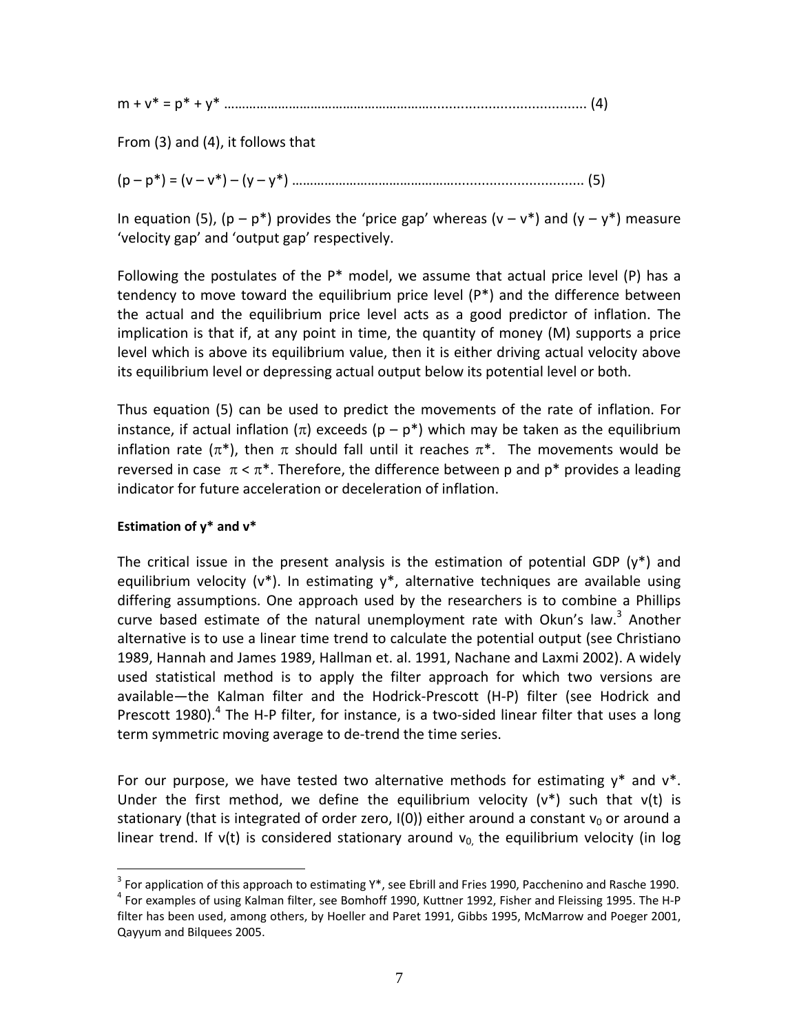$$m + v^* = p^* + y^* \quad \text{.......................................................} (4)$$

From (3) and (4), it follows that

$$(p - p^*) = (v - v^*) - (y - y^*) \quad \text{.......................................................} (5)$$

In equation (5), $(p - p^*)$ provides the 'price gap' whereas $(v - v^*)$ and $(y - y^*)$ measure 'velocity gap' and 'output gap' respectively.

Following the postulates of the P* model, we assume that actual price level (P) has a tendency to move toward the equilibrium price level (P*) and the difference between the actual and the equilibrium price level acts as a good predictor of inflation. The implication is that if, at any point in time, the quantity of money (M) supports a price level which is above its equilibrium value, then it is either driving actual velocity above its equilibrium level or depressing actual output below its potential level or both.

Thus equation (5) can be used to predict the movements of the rate of inflation. For instance, if actual inflation ($\pi$) exceeds $(p - p^*)$ which may be taken as the equilibrium inflation rate ($\pi^*$), then $\pi$ should fall until it reaches $\pi^*$. The movements would be reversed in case $\pi < \pi^*$. Therefore, the difference between p and p* provides a leading indicator for future acceleration or deceleration of inflation.

**Estimation of y* and v***

The critical issue in the present analysis is the estimation of potential GDP ($y^*$) and equilibrium velocity ($v^*$). In estimating $y^*$, alternative techniques are available using differing assumptions. One approach used by the researchers is to combine a Phillips curve based estimate of the natural unemployment rate with Okun's law.[3] Another alternative is to use a linear time trend to calculate the potential output (see Christiano 1989, Hannah and James 1989, Hallman et. al. 1991, Nachane and Laxmi 2002). A widely used statistical method is to apply the filter approach for which two versions are available—the Kalman filter and the Hodrick-Prescott (H-P) filter (see Hodrick and Prescott 1980).[4] The H-P filter, for instance, is a two-sided linear filter that uses a long term symmetric moving average to de-trend the time series.

For our purpose, we have tested two alternative methods for estimating $y^*$ and $v^*$. Under the first method, we define the equilibrium velocity ($v^*$) such that $v(t)$ is stationary (that is integrated of order zero, I(0)) either around a constant $v_0$ or around a linear trend. If $v(t)$ is considered stationary around $v_0$, the equilibrium velocity (in log

[3] For application of this approach to estimating Y*, see Ebrill and Fries 1990, Pacchenino and Rasche 1990.

[4] For examples of using Kalman filter, see Bomhoff 1990, Kuttner 1992, Fisher and Fleissing 1995. The H-P filter has been used, among others, by Hoeller and Paret 1991, Gibbs 1995, McMarrow and Poeger 2001, Qayyum and Bilquees 2005.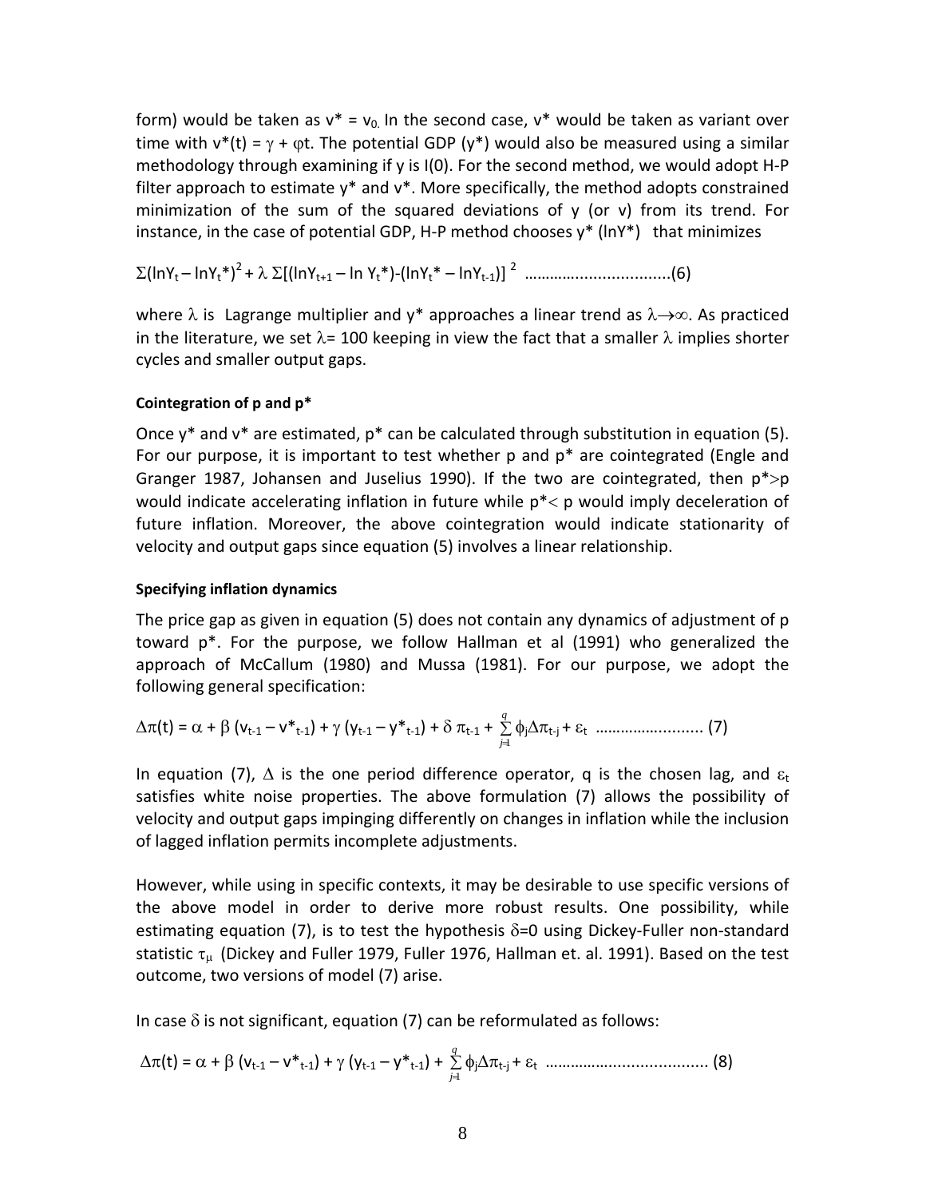form) would be taken as $v^* = v_0$. In the second case, $v^*$ would be taken as variant over time with $v^*(t) = \gamma + \varphi t$. The potential GDP ($y^*$) would also be measured using a similar methodology through examining if y is I(0). For the second method, we would adopt H-P filter approach to estimate $y^*$ and $v^*$. More specifically, the method adopts constrained minimization of the sum of the squared deviations of y (or v) from its trend. For instance, in the case of potential GDP, H-P method chooses $y^*$ ($\ln Y^*$) that minimizes

$$\Sigma(\ln Y_t - \ln Y_t^*)^2 + \lambda\, \Sigma[(\ln Y_{t+1} - \ln Y_t^*)-(\ln Y_t^* - \ln Y_{t-1})]^2 \quad \text{.................................(6)}$$

where $\lambda$ is Lagrange multiplier and $y^*$ approaches a linear trend as $\lambda \rightarrow \infty$. As practiced in the literature, we set $\lambda$= 100 keeping in view the fact that a smaller $\lambda$ implies shorter cycles and smaller output gaps.

**Cointegration of p and p***

Once $y^*$ and $v^*$ are estimated, $p^*$ can be calculated through substitution in equation (5). For our purpose, it is important to test whether p and $p^*$ are cointegrated (Engle and Granger 1987, Johansen and Juselius 1990). If the two are cointegrated, then $p^* > p$ would indicate accelerating inflation in future while $p^* < p$ would imply deceleration of future inflation. Moreover, the above cointegration would indicate stationarity of velocity and output gaps since equation (5) involves a linear relationship.

**Specifying inflation dynamics**

The price gap as given in equation (5) does not contain any dynamics of adjustment of p toward $p^*$. For the purpose, we follow Hallman et al (1991) who generalized the approach of McCallum (1980) and Mussa (1981). For our purpose, we adopt the following general specification:

$$\Delta\pi(t) = \alpha + \beta\,(v_{t-1} - v^*_{t-1}) + \gamma\,(y_{t-1} - y^*_{t-1}) + \delta\,\pi_{t-1} + \sum_{j=1}^{q} \phi_j \Delta\pi_{t-j} + \varepsilon_t \quad \text{......................... (7)}$$

In equation (7), $\Delta$ is the one period difference operator, q is the chosen lag, and $\varepsilon_t$ satisfies white noise properties. The above formulation (7) allows the possibility of velocity and output gaps impinging differently on changes in inflation while the inclusion of lagged inflation permits incomplete adjustments.

However, while using in specific contexts, it may be desirable to use specific versions of the above model in order to derive more robust results. One possibility, while estimating equation (7), is to test the hypothesis $\delta$=0 using Dickey-Fuller non-standard statistic $\tau_\mu$ (Dickey and Fuller 1979, Fuller 1976, Hallman et. al. 1991). Based on the test outcome, two versions of model (7) arise.

In case $\delta$ is not significant, equation (7) can be reformulated as follows:

$$\Delta\pi(t) = \alpha + \beta\,(v_{t-1} - v^*_{t-1}) + \gamma\,(y_{t-1} - y^*_{t-1}) + \sum_{j=1}^{q} \phi_j \Delta\pi_{t-j} + \varepsilon_t \quad \text{..................................... (8)}$$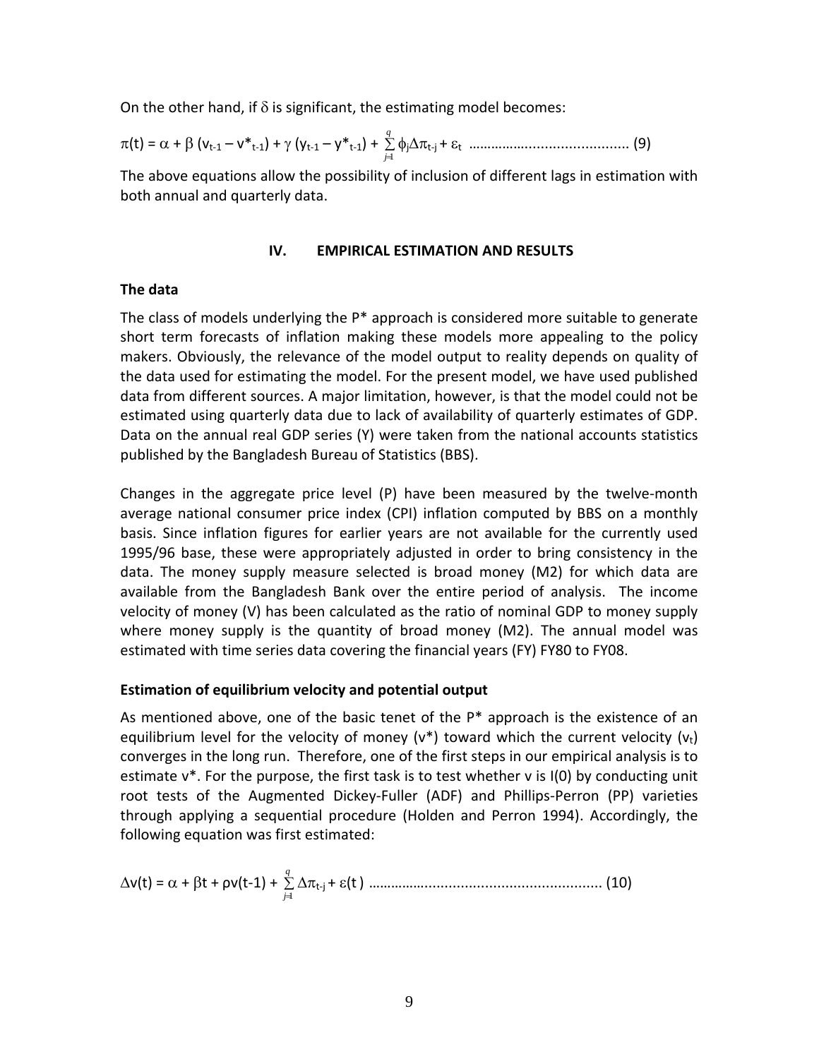On the other hand, if $\delta$ is significant, the estimating model becomes:

$$\pi(t) = \alpha + \beta\,(v_{t-1} - v^*_{t-1}) + \gamma\,(y_{t-1} - y^*_{t-1}) + \sum_{j=1}^{q} \phi_j \Delta\pi_{t-j} + \varepsilon_t \quad \text{.......................................... (9)}$$

The above equations allow the possibility of inclusion of different lags in estimation with both annual and quarterly data.

## IV. EMPIRICAL ESTIMATION AND RESULTS

### The data

The class of models underlying the P* approach is considered more suitable to generate short term forecasts of inflation making these models more appealing to the policy makers. Obviously, the relevance of the model output to reality depends on quality of the data used for estimating the model. For the present model, we have used published data from different sources. A major limitation, however, is that the model could not be estimated using quarterly data due to lack of availability of quarterly estimates of GDP. Data on the annual real GDP series (Y) were taken from the national accounts statistics published by the Bangladesh Bureau of Statistics (BBS).

Changes in the aggregate price level (P) have been measured by the twelve-month average national consumer price index (CPI) inflation computed by BBS on a monthly basis. Since inflation figures for earlier years are not available for the currently used 1995/96 base, these were appropriately adjusted in order to bring consistency in the data. The money supply measure selected is broad money (M2) for which data are available from the Bangladesh Bank over the entire period of analysis. The income velocity of money (V) has been calculated as the ratio of nominal GDP to money supply where money supply is the quantity of broad money (M2). The annual model was estimated with time series data covering the financial years (FY) FY80 to FY08.

### Estimation of equilibrium velocity and potential output

As mentioned above, one of the basic tenet of the P* approach is the existence of an equilibrium level for the velocity of money ($v^*$) toward which the current velocity ($v_t$) converges in the long run. Therefore, one of the first steps in our empirical analysis is to estimate $v^*$. For the purpose, the first task is to test whether v is I(0) by conducting unit root tests of the Augmented Dickey-Fuller (ADF) and Phillips-Perron (PP) varieties through applying a sequential procedure (Holden and Perron 1994). Accordingly, the following equation was first estimated:

$$\Delta v(t) = \alpha + \beta t + \rho v(t-1) + \sum_{j=1}^{q} \Delta\pi_{t-j} + \varepsilon(t) \quad \text{.......................................................... (10)}$$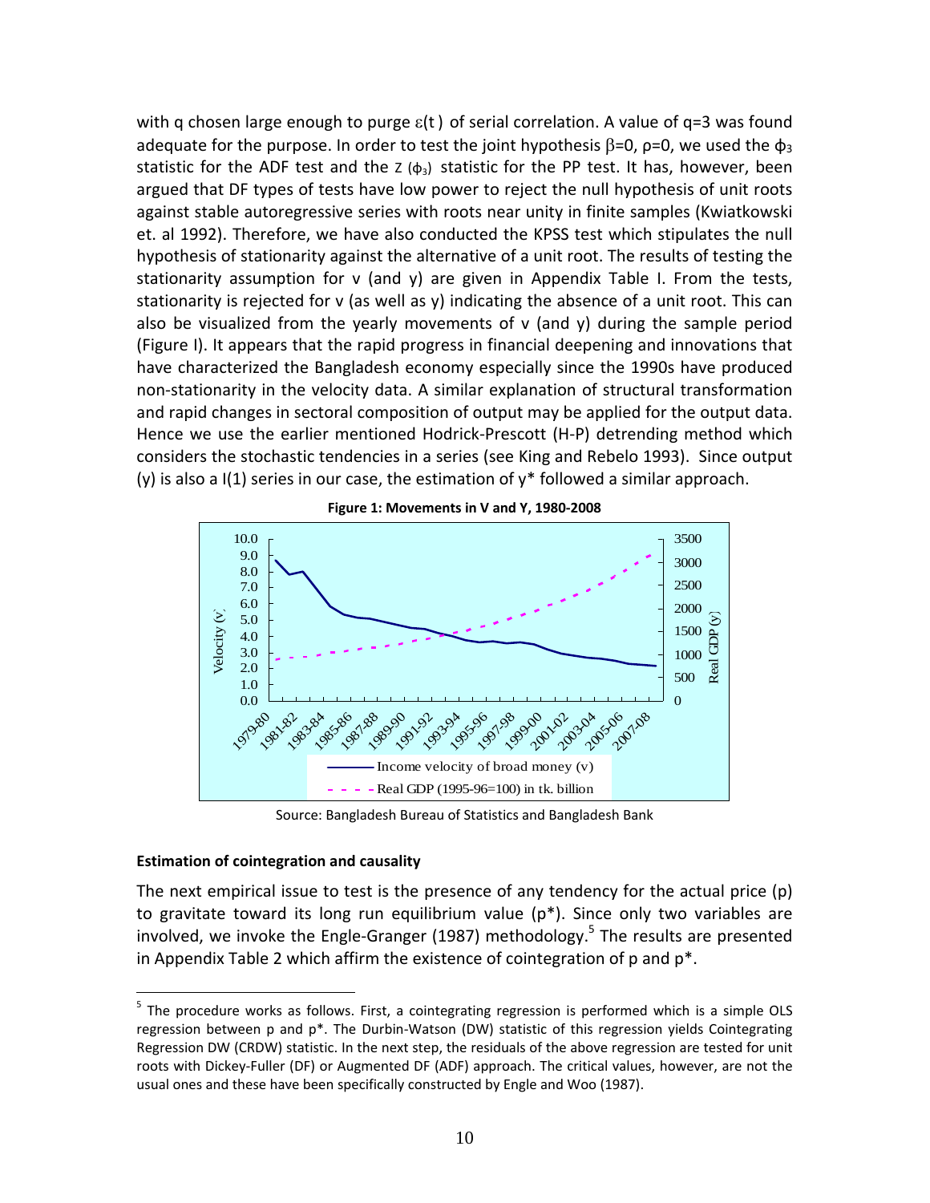with q chosen large enough to purge $\varepsilon(t)$ of serial correlation. A value of q=3 was found adequate for the purpose. In order to test the joint hypothesis $\beta=0$, $\rho=0$, we used the $\phi_3$ statistic for the ADF test and the $z(\phi_3)$ statistic for the PP test. It has, however, been argued that DF types of tests have low power to reject the null hypothesis of unit roots against stable autoregressive series with roots near unity in finite samples (Kwiatkowski et. al 1992). Therefore, we have also conducted the KPSS test which stipulates the null hypothesis of stationarity against the alternative of a unit root. The results of testing the stationarity assumption for v (and y) are given in Appendix Table I. From the tests, stationarity is rejected for v (as well as y) indicating the absence of a unit root. This can also be visualized from the yearly movements of v (and y) during the sample period (Figure I). It appears that the rapid progress in financial deepening and innovations that have characterized the Bangladesh economy especially since the 1990s have produced non-stationarity in the velocity data. A similar explanation of structural transformation and rapid changes in sectoral composition of output may be applied for the output data. Hence we use the earlier mentioned Hodrick-Prescott (H-P) detrending method which considers the stochastic tendencies in a series (see King and Rebelo 1993). Since output (y) is also a I(1) series in our case, the estimation of $y^*$ followed a similar approach.

**Figure 1: Movements in V and Y, 1980-2008**

Source: Bangladesh Bureau of Statistics and Bangladesh Bank

**Estimation of cointegration and causality**

The next empirical issue to test is the presence of any tendency for the actual price (p) to gravitate toward its long run equilibrium value ($p^*$). Since only two variables are involved, we invoke the Engle-Granger (1987) methodology.[5] The results are presented in Appendix Table 2 which affirm the existence of cointegration of p and $p^*$.

---

[5] The procedure works as follows. First, a cointegrating regression is performed which is a simple OLS regression between p and $p^*$. The Durbin-Watson (DW) statistic of this regression yields Cointegrating Regression DW (CRDW) statistic. In the next step, the residuals of the above regression are tested for unit roots with Dickey-Fuller (DF) or Augmented DF (ADF) approach. The critical values, however, are not the usual ones and these have been specifically constructed by Engle and Woo (1987).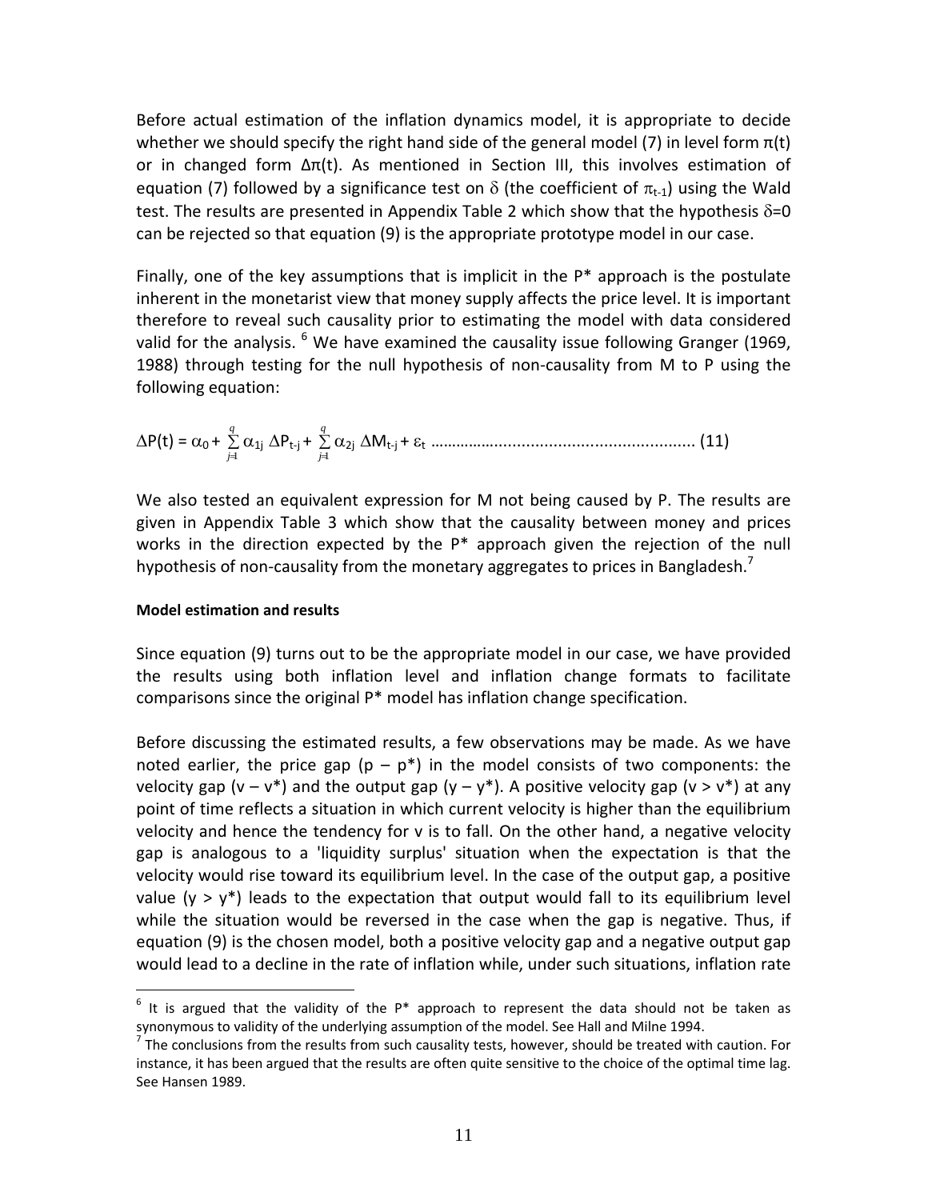Before actual estimation of the inflation dynamics model, it is appropriate to decide whether we should specify the right hand side of the general model (7) in level form $\pi(t)$ or in changed form $\Delta\pi(t)$. As mentioned in Section III, this involves estimation of equation (7) followed by a significance test on $\delta$ (the coefficient of $\pi_{t-1}$) using the Wald test. The results are presented in Appendix Table 2 which show that the hypothesis $\delta$=0 can be rejected so that equation (9) is the appropriate prototype model in our case.

Finally, one of the key assumptions that is implicit in the P* approach is the postulate inherent in the monetarist view that money supply affects the price level. It is important therefore to reveal such causality prior to estimating the model with data considered valid for the analysis. [6] We have examined the causality issue following Granger (1969, 1988) through testing for the null hypothesis of non-causality from M to P using the following equation:

$$\Delta P(t) = \alpha_0 + \sum_{j=1}^{q} \alpha_{1j}\, \Delta P_{t-j} + \sum_{j=1}^{q} \alpha_{2j}\, \Delta M_{t-j} + \varepsilon_t \quad \text{.......................................................... (11)}$$

We also tested an equivalent expression for M not being caused by P. The results are given in Appendix Table 3 which show that the causality between money and prices works in the direction expected by the P* approach given the rejection of the null hypothesis of non-causality from the monetary aggregates to prices in Bangladesh.[7]

**Model estimation and results**

Since equation (9) turns out to be the appropriate model in our case, we have provided the results using both inflation level and inflation change formats to facilitate comparisons since the original P* model has inflation change specification.

Before discussing the estimated results, a few observations may be made. As we have noted earlier, the price gap ($p - p^*$) in the model consists of two components: the velocity gap ($v - v^*$) and the output gap ($y - y^*$). A positive velocity gap ($v > v^*$) at any point of time reflects a situation in which current velocity is higher than the equilibrium velocity and hence the tendency for v is to fall. On the other hand, a negative velocity gap is analogous to a 'liquidity surplus' situation when the expectation is that the velocity would rise toward its equilibrium level. In the case of the output gap, a positive value ($y > y^*$) leads to the expectation that output would fall to its equilibrium level while the situation would be reversed in the case when the gap is negative. Thus, if equation (9) is the chosen model, both a positive velocity gap and a negative output gap would lead to a decline in the rate of inflation while, under such situations, inflation rate

---

[6] It is argued that the validity of the P* approach to represent the data should not be taken as synonymous to validity of the underlying assumption of the model. See Hall and Milne 1994.

[7] The conclusions from the results from such causality tests, however, should be treated with caution. For instance, it has been argued that the results are often quite sensitive to the choice of the optimal time lag. See Hansen 1989.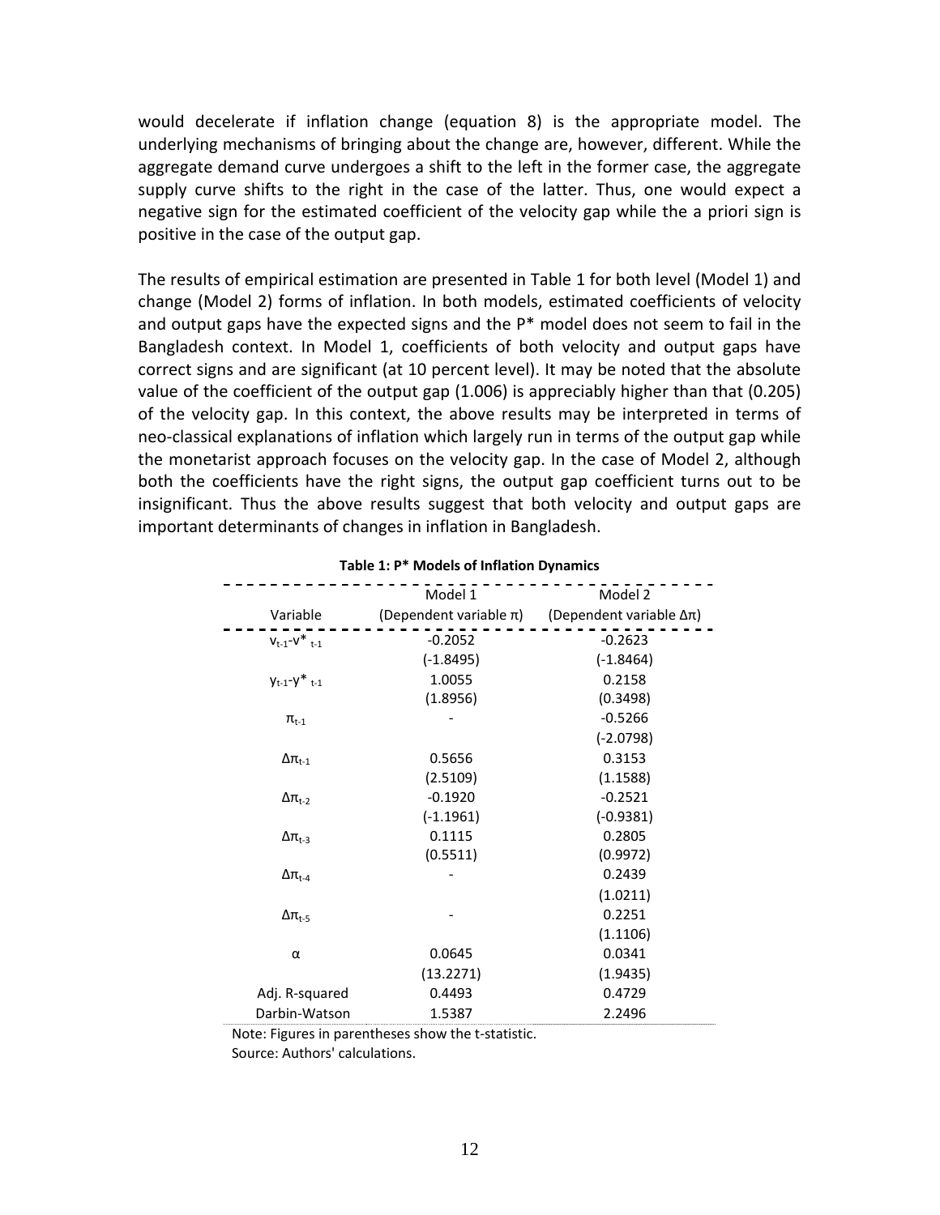would decelerate if inflation change (equation 8) is the appropriate model. The underlying mechanisms of bringing about the change are, however, different. While the aggregate demand curve undergoes a shift to the left in the former case, the aggregate supply curve shifts to the right in the case of the latter. Thus, one would expect a negative sign for the estimated coefficient of the velocity gap while the a priori sign is positive in the case of the output gap.

The results of empirical estimation are presented in Table 1 for both level (Model 1) and change (Model 2) forms of inflation. In both models, estimated coefficients of velocity and output gaps have the expected signs and the P* model does not seem to fail in the Bangladesh context. In Model 1, coefficients of both velocity and output gaps have correct signs and are significant (at 10 percent level). It may be noted that the absolute value of the coefficient of the output gap (1.006) is appreciably higher than that (0.205) of the velocity gap. In this context, the above results may be interpreted in terms of neo-classical explanations of inflation which largely run in terms of the output gap while the monetarist approach focuses on the velocity gap. In the case of Model 2, although both the coefficients have the right signs, the output gap coefficient turns out to be insignificant. Thus the above results suggest that both velocity and output gaps are important determinants of changes in inflation in Bangladesh.

**Table 1: P* Models of Inflation Dynamics**

| Variable | Model 1 (Dependent variable $\pi$) | Model 2 (Dependent variable $\Delta\pi$) |
|---|---|---|
| $v_{t-1}-v^*_{t-1}$ | -0.2052 | -0.2623 |
| | (-1.8495) | (-1.8464) |
| $y_{t-1}-y^*_{t-1}$ | 1.0055 | 0.2158 |
| | (1.8956) | (0.3498) |
| $\pi_{t-1}$ | - | -0.5266 |
| | | (-2.0798) |
| $\Delta\pi_{t-1}$ | 0.5656 | 0.3153 |
| | (2.5109) | (1.1588) |
| $\Delta\pi_{t-2}$ | -0.1920 | -0.2521 |
| | (-1.1961) | (-0.9381) |
| $\Delta\pi_{t-3}$ | 0.1115 | 0.2805 |
| | (0.5511) | (0.9972) |
| $\Delta\pi_{t-4}$ | - | 0.2439 |
| | | (1.0211) |
| $\Delta\pi_{t-5}$ | - | 0.2251 |
| | | (1.1106) |
| $\alpha$ | 0.0645 | 0.0341 |
| | (13.2271) | (1.9435) |
| Adj. R-squared | 0.4493 | 0.4729 |
| Darbin-Watson | 1.5387 | 2.2496 |

Note: Figures in parentheses show the t-statistic.
Source: Authors' calculations.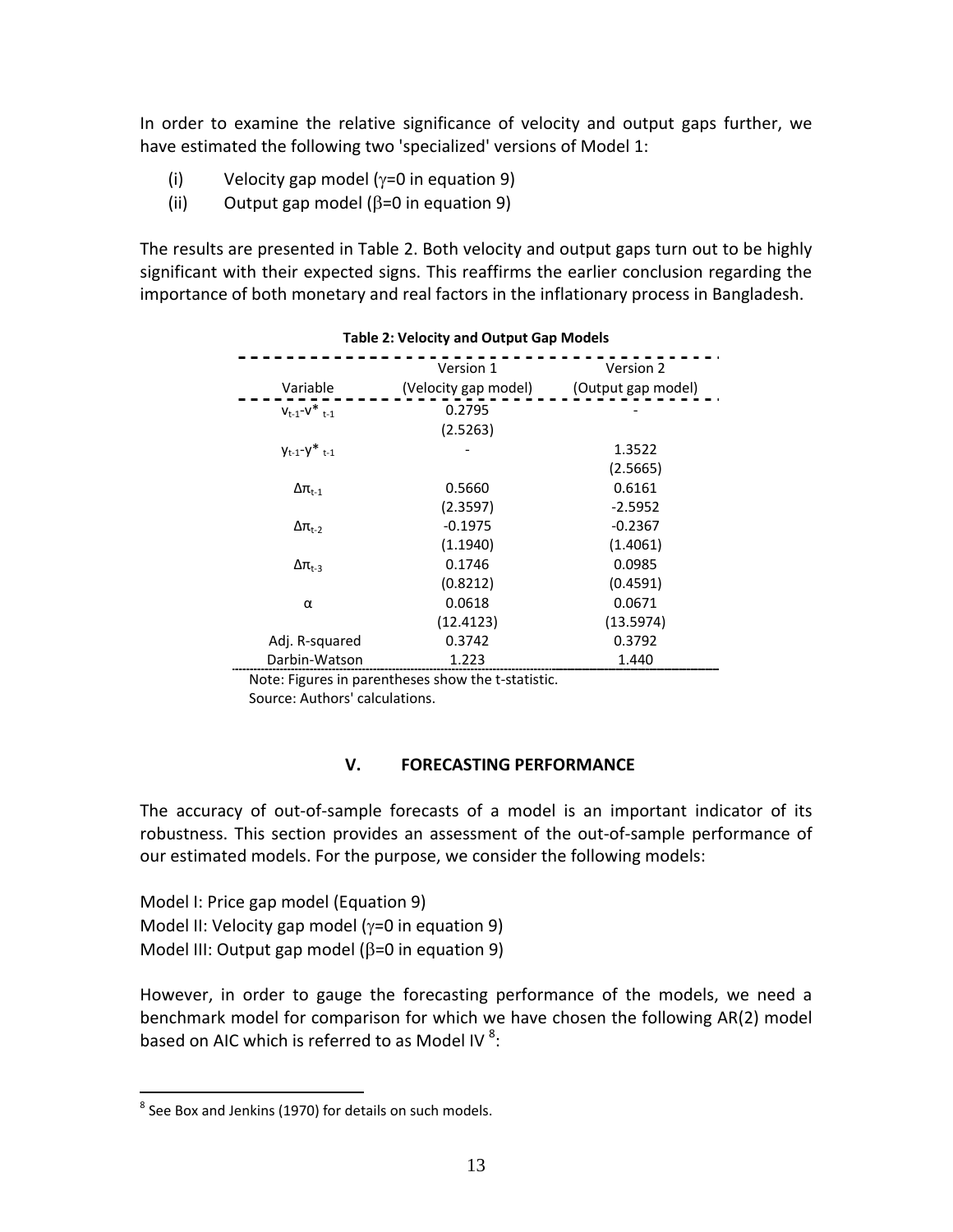In order to examine the relative significance of velocity and output gaps further, we have estimated the following two 'specialized' versions of Model 1:

(i) Velocity gap model ($\gamma$=0 in equation 9)

(ii) Output gap model ($\beta$=0 in equation 9)

The results are presented in Table 2. Both velocity and output gaps turn out to be highly significant with their expected signs. This reaffirms the earlier conclusion regarding the importance of both monetary and real factors in the inflationary process in Bangladesh.

**Table 2: Velocity and Output Gap Models**

| Variable | Version 1 (Velocity gap model) | Version 2 (Output gap model) |
|---|---|---|
| $v_{t-1}$-$v^*_{t-1}$ | 0.2795 | - |
| | (2.5263) | |
| $y_{t-1}$-$y^*_{t-1}$ | - | 1.3522 |
| | | (2.5665) |
| $\Delta\pi_{t-1}$ | 0.5660 | 0.6161 |
| | (2.3597) | -2.5952 |
| $\Delta\pi_{t-2}$ | -0.1975 | -0.2367 |
| | (1.1940) | (1.4061) |
| $\Delta\pi_{t-3}$ | 0.1746 | 0.0985 |
| | (0.8212) | (0.4591) |
| $\alpha$ | 0.0618 | 0.0671 |
| | (12.4123) | (13.5974) |
| Adj. R-squared | 0.3742 | 0.3792 |
| Darbin-Watson | 1.223 | 1.440 |

Note: Figures in parentheses show the t-statistic.

Source: Authors' calculations.

## V. FORECASTING PERFORMANCE

The accuracy of out-of-sample forecasts of a model is an important indicator of its robustness. This section provides an assessment of the out-of-sample performance of our estimated models. For the purpose, we consider the following models:

Model I: Price gap model (Equation 9)

Model II: Velocity gap model ($\gamma$=0 in equation 9)

Model III: Output gap model ($\beta$=0 in equation 9)

However, in order to gauge the forecasting performance of the models, we need a benchmark model for comparison for which we have chosen the following AR(2) model based on AIC which is referred to as Model IV [8]:

[8] See Box and Jenkins (1970) for details on such models.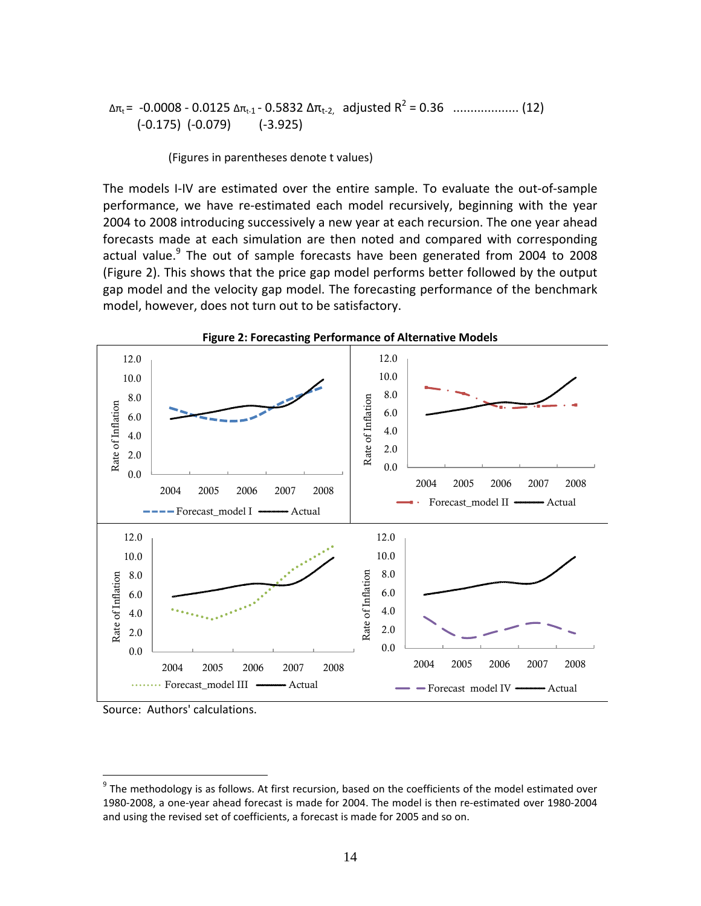$$\Delta\pi_t = -0.0008 - 0.0125\,\Delta\pi_{t-1} - 0.5832\,\Delta\pi_{t-2}, \quad \text{adjusted } R^2 = 0.36 \quad \ldots\ldots\ldots\ldots\ldots\ldots \text{(12)}$$

$$(-0.175) \quad (-0.079) \qquad (-3.925)$$

(Figures in parentheses denote t values)

The models I-IV are estimated over the entire sample. To evaluate the out-of-sample performance, we have re-estimated each model recursively, beginning with the year 2004 to 2008 introducing successively a new year at each recursion. The one year ahead forecasts made at each simulation are then noted and compared with corresponding actual value.[9] The out of sample forecasts have been generated from 2004 to 2008 (Figure 2). This shows that the price gap model performs better followed by the output gap model and the velocity gap model. The forecasting performance of the benchmark model, however, does not turn out to be satisfactory.

**Figure 2: Forecasting Performance of Alternative Models**

Source: Authors' calculations.

[9] The methodology is as follows. At first recursion, based on the coefficients of the model estimated over 1980-2008, a one-year ahead forecast is made for 2004. The model is then re-estimated over 1980-2004 and using the revised set of coefficients, a forecast is made for 2005 and so on.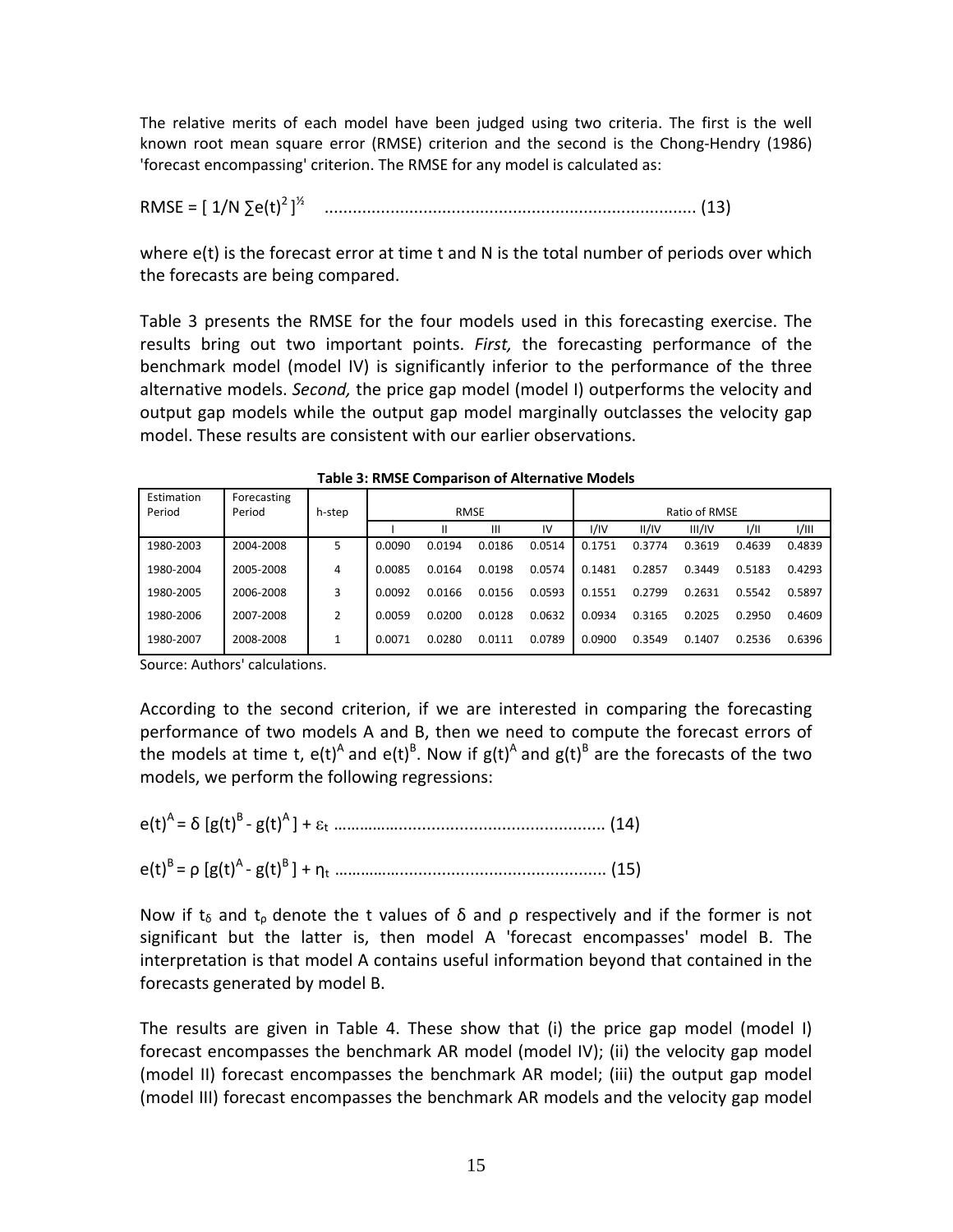The relative merits of each model have been judged using two criteria. The first is the well known root mean square error (RMSE) criterion and the second is the Chong-Hendry (1986) 'forecast encompassing' criterion. The RMSE for any model is calculated as:

$$\text{RMSE} = [\ 1/N \sum e(t)^2\ ]^{½} \quad \text{.............................................................................} \ (13)$$

where e(t) is the forecast error at time t and N is the total number of periods over which the forecasts are being compared.

Table 3 presents the RMSE for the four models used in this forecasting exercise. The results bring out two important points. *First,* the forecasting performance of the benchmark model (model IV) is significantly inferior to the performance of the three alternative models. *Second,* the price gap model (model I) outperforms the velocity and output gap models while the output gap model marginally outclasses the velocity gap model. These results are consistent with our earlier observations.

**Table 3: RMSE Comparison of Alternative Models**

| Estimation Period | Forecasting Period | h-step | RMSE | | | | Ratio of RMSE | | | | |
|---|---|---|---|---|---|---|---|---|---|---|---|
| | | | I | II | III | IV | I/IV | II/IV | III/IV | I/II | I/III |
| 1980-2003 | 2004-2008 | 5 | 0.0090 | 0.0194 | 0.0186 | 0.0514 | 0.1751 | 0.3774 | 0.3619 | 0.4639 | 0.4839 |
| 1980-2004 | 2005-2008 | 4 | 0.0085 | 0.0164 | 0.0198 | 0.0574 | 0.1481 | 0.2857 | 0.3449 | 0.5183 | 0.4293 |
| 1980-2005 | 2006-2008 | 3 | 0.0092 | 0.0166 | 0.0156 | 0.0593 | 0.1551 | 0.2799 | 0.2631 | 0.5542 | 0.5897 |
| 1980-2006 | 2007-2008 | 2 | 0.0059 | 0.0200 | 0.0128 | 0.0632 | 0.0934 | 0.3165 | 0.2025 | 0.2950 | 0.4609 |
| 1980-2007 | 2008-2008 | 1 | 0.0071 | 0.0280 | 0.0111 | 0.0789 | 0.0900 | 0.3549 | 0.1407 | 0.2536 | 0.6396 |

Source: Authors' calculations.

According to the second criterion, if we are interested in comparing the forecasting performance of two models A and B, then we need to compute the forecast errors of the models at time t, $e(t)^A$ and $e(t)^B$. Now if $g(t)^A$ and $g(t)^B$ are the forecasts of the two models, we perform the following regressions:

$$e(t)^A = \delta\ [g(t)^B - g(t)^A\ ] + \varepsilon_t \quad \text{..........................................................} \ (14)$$

$$e(t)^B = \rho\ [g(t)^A - g(t)^B\ ] + \eta_t \quad \text{..........................................................} \ (15)$$

Now if $t_\delta$ and $t_\rho$ denote the t values of δ and ρ respectively and if the former is not significant but the latter is, then model A 'forecast encompasses' model B. The interpretation is that model A contains useful information beyond that contained in the forecasts generated by model B.

The results are given in Table 4. These show that (i) the price gap model (model I) forecast encompasses the benchmark AR model (model IV); (ii) the velocity gap model (model II) forecast encompasses the benchmark AR model; (iii) the output gap model (model III) forecast encompasses the benchmark AR models and the velocity gap model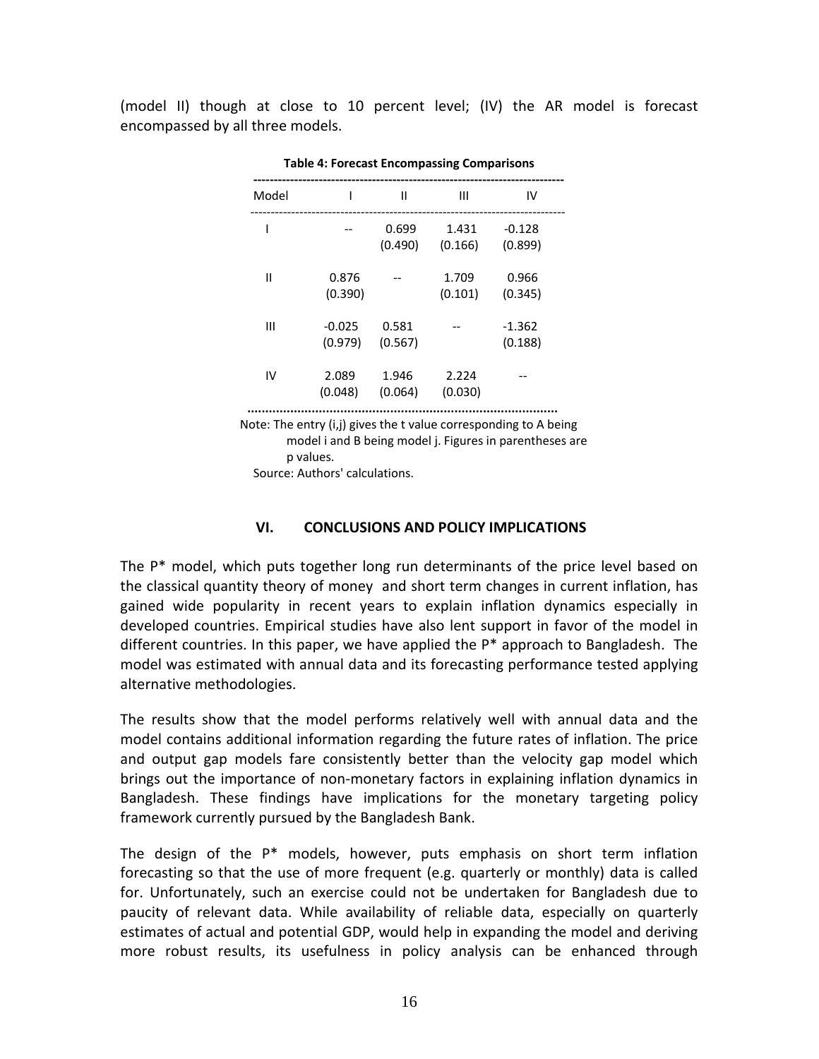(model II) though at close to 10 percent level; (IV) the AR model is forecast encompassed by all three models.

**Table 4: Forecast Encompassing Comparisons**

| Model | I | II | III | IV |
|---|---|---|---|---|
| I | -- | 0.699 (0.490) | 1.431 (0.166) | -0.128 (0.899) |
| II | 0.876 (0.390) | -- | 1.709 (0.101) | 0.966 (0.345) |
| III | -0.025 (0.979) | 0.581 (0.567) | -- | -1.362 (0.188) |
| IV | 2.089 (0.048) | 1.946 (0.064) | 2.224 (0.030) | -- |

Note: The entry (i,j) gives the t value corresponding to A being model i and B being model j. Figures in parentheses are p values.

Source: Authors' calculations.

## VI. CONCLUSIONS AND POLICY IMPLICATIONS

The P* model, which puts together long run determinants of the price level based on the classical quantity theory of money and short term changes in current inflation, has gained wide popularity in recent years to explain inflation dynamics especially in developed countries. Empirical studies have also lent support in favor of the model in different countries. In this paper, we have applied the P* approach to Bangladesh. The model was estimated with annual data and its forecasting performance tested applying alternative methodologies.

The results show that the model performs relatively well with annual data and the model contains additional information regarding the future rates of inflation. The price and output gap models fare consistently better than the velocity gap model which brings out the importance of non-monetary factors in explaining inflation dynamics in Bangladesh. These findings have implications for the monetary targeting policy framework currently pursued by the Bangladesh Bank.

The design of the P* models, however, puts emphasis on short term inflation forecasting so that the use of more frequent (e.g. quarterly or monthly) data is called for. Unfortunately, such an exercise could not be undertaken for Bangladesh due to paucity of relevant data. While availability of reliable data, especially on quarterly estimates of actual and potential GDP, would help in expanding the model and deriving more robust results, its usefulness in policy analysis can be enhanced through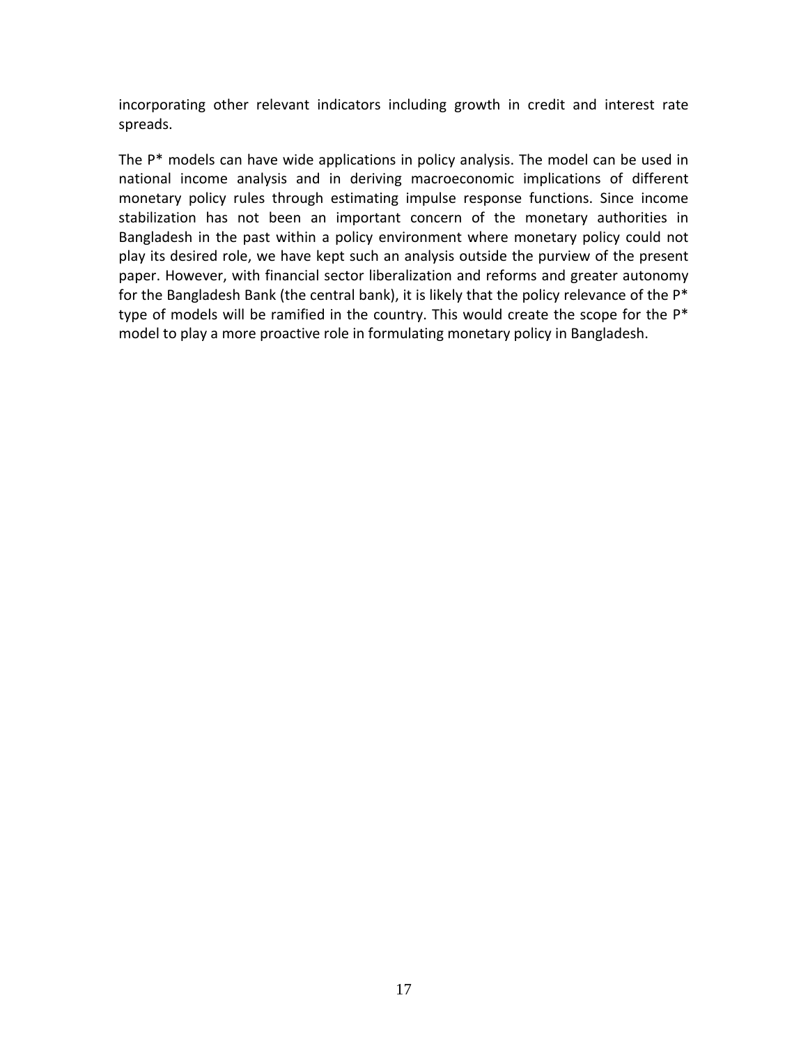incorporating other relevant indicators including growth in credit and interest rate spreads.

The P* models can have wide applications in policy analysis. The model can be used in national income analysis and in deriving macroeconomic implications of different monetary policy rules through estimating impulse response functions. Since income stabilization has not been an important concern of the monetary authorities in Bangladesh in the past within a policy environment where monetary policy could not play its desired role, we have kept such an analysis outside the purview of the present paper. However, with financial sector liberalization and reforms and greater autonomy for the Bangladesh Bank (the central bank), it is likely that the policy relevance of the P* type of models will be ramified in the country. This would create the scope for the P* model to play a more proactive role in formulating monetary policy in Bangladesh.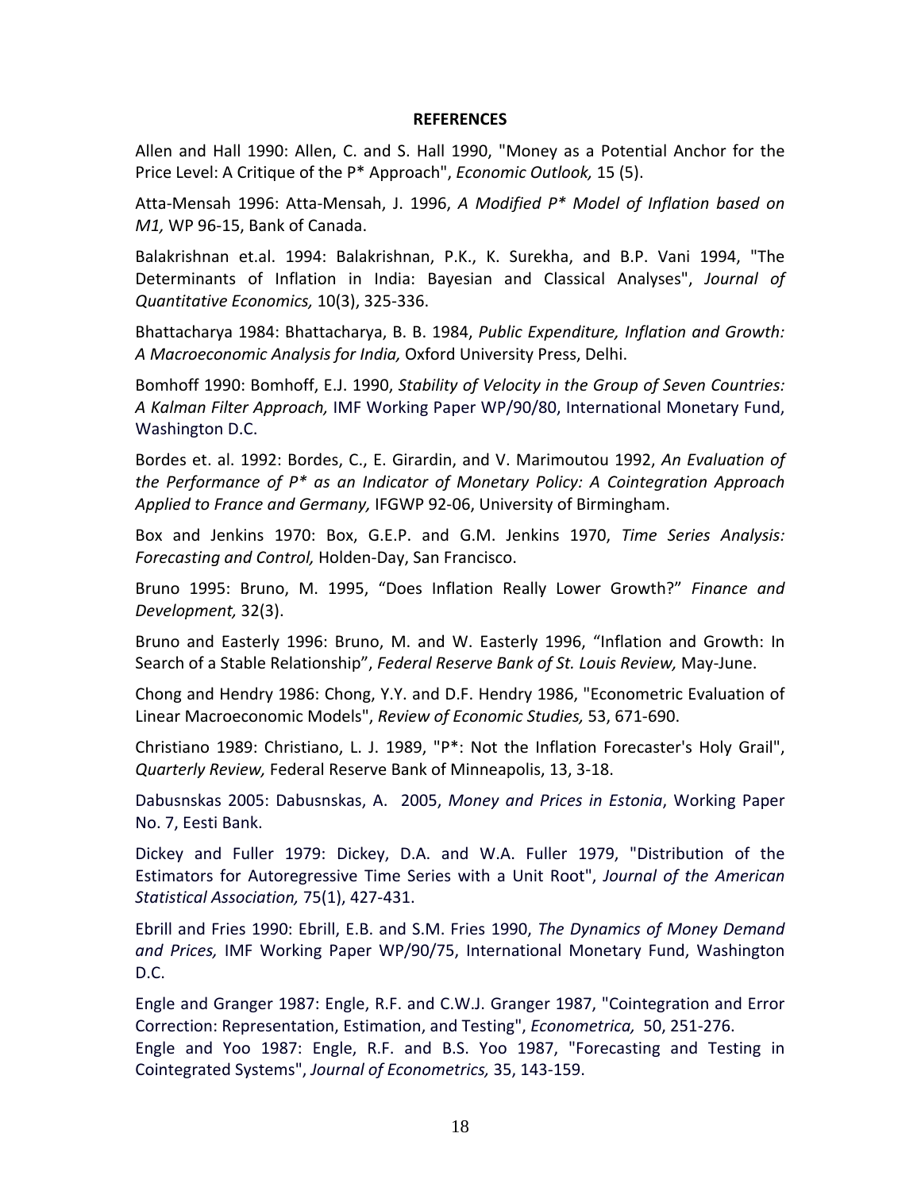**REFERENCES**

Allen and Hall 1990: Allen, C. and S. Hall 1990, "Money as a Potential Anchor for the Price Level: A Critique of the P* Approach", *Economic Outlook,* 15 (5).

Atta-Mensah 1996: Atta-Mensah, J. 1996, *A Modified P* Model of Inflation based on M1,* WP 96-15, Bank of Canada.

Balakrishnan et.al. 1994: Balakrishnan, P.K., K. Surekha, and B.P. Vani 1994, "The Determinants of Inflation in India: Bayesian and Classical Analyses", *Journal of Quantitative Economics,* 10(3), 325-336.

Bhattacharya 1984: Bhattacharya, B. B. 1984, *Public Expenditure, Inflation and Growth: A Macroeconomic Analysis for India,* Oxford University Press, Delhi.

Bomhoff 1990: Bomhoff, E.J. 1990, *Stability of Velocity in the Group of Seven Countries: A Kalman Filter Approach,* IMF Working Paper WP/90/80, International Monetary Fund, Washington D.C.

Bordes et. al. 1992: Bordes, C., E. Girardin, and V. Marimoutou 1992, *An Evaluation of the Performance of P* as an Indicator of Monetary Policy: A Cointegration Approach Applied to France and Germany,* IFGWP 92-06, University of Birmingham.

Box and Jenkins 1970: Box, G.E.P. and G.M. Jenkins 1970, *Time Series Analysis: Forecasting and Control,* Holden-Day, San Francisco.

Bruno 1995: Bruno, M. 1995, "Does Inflation Really Lower Growth?" *Finance and Development,* 32(3).

Bruno and Easterly 1996: Bruno, M. and W. Easterly 1996, "Inflation and Growth: In Search of a Stable Relationship", *Federal Reserve Bank of St. Louis Review,* May-June.

Chong and Hendry 1986: Chong, Y.Y. and D.F. Hendry 1986, "Econometric Evaluation of Linear Macroeconomic Models", *Review of Economic Studies,* 53, 671-690.

Christiano 1989: Christiano, L. J. 1989, "P*: Not the Inflation Forecaster's Holy Grail", *Quarterly Review,* Federal Reserve Bank of Minneapolis, 13, 3-18.

Dabusnskas 2005: Dabusnskas, A. 2005, *Money and Prices in Estonia*, Working Paper No. 7, Eesti Bank.

Dickey and Fuller 1979: Dickey, D.A. and W.A. Fuller 1979, "Distribution of the Estimators for Autoregressive Time Series with a Unit Root", *Journal of the American Statistical Association,* 75(1), 427-431.

Ebrill and Fries 1990: Ebrill, E.B. and S.M. Fries 1990, *The Dynamics of Money Demand and Prices,* IMF Working Paper WP/90/75, International Monetary Fund, Washington D.C.

Engle and Granger 1987: Engle, R.F. and C.W.J. Granger 1987, "Cointegration and Error Correction: Representation, Estimation, and Testing", *Econometrica,* 50, 251-276.

Engle and Yoo 1987: Engle, R.F. and B.S. Yoo 1987, "Forecasting and Testing in Cointegrated Systems", *Journal of Econometrics,* 35, 143-159.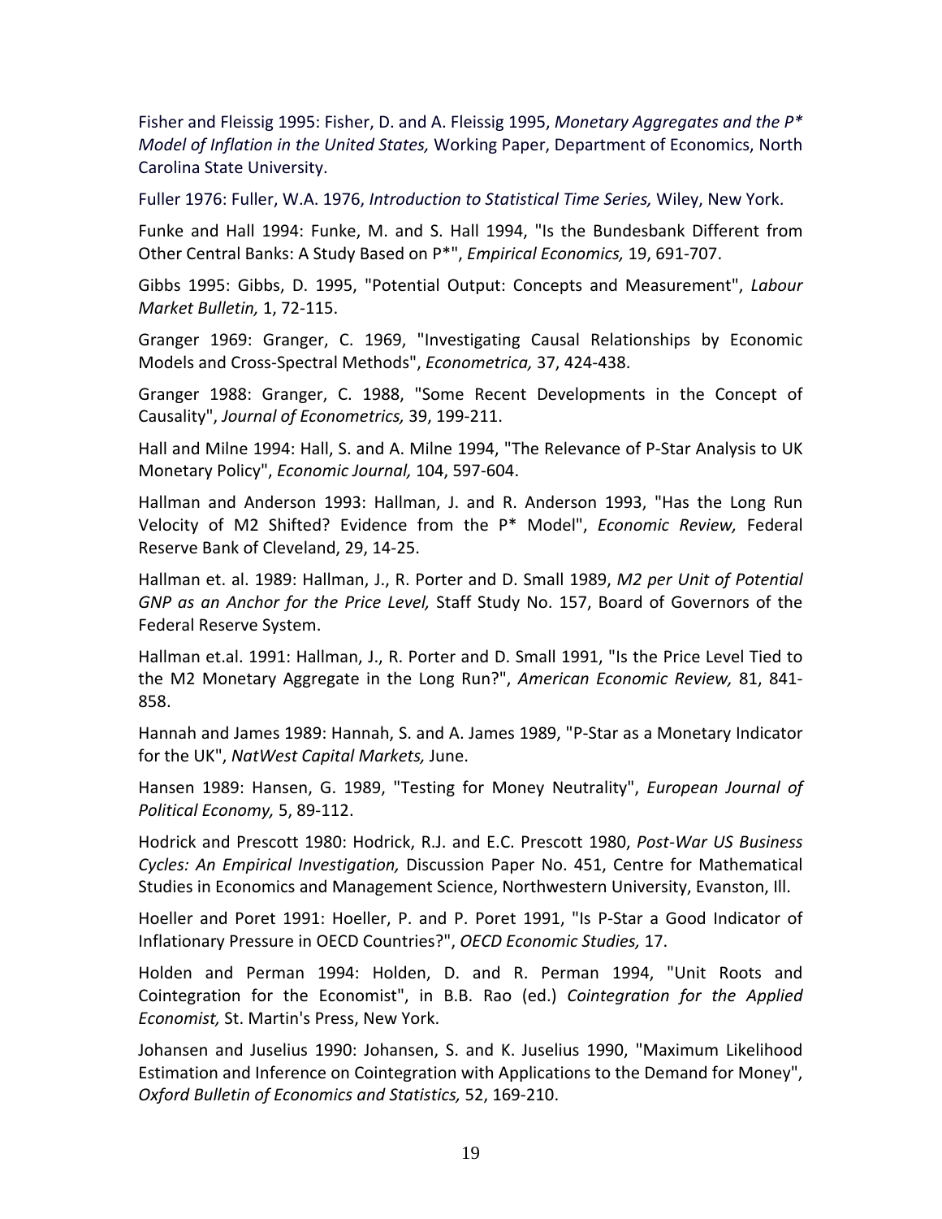Fisher and Fleissig 1995: Fisher, D. and A. Fleissig 1995, *Monetary Aggregates and the P* Model of Inflation in the United States,* Working Paper, Department of Economics, North Carolina State University.

Fuller 1976: Fuller, W.A. 1976, *Introduction to Statistical Time Series,* Wiley, New York.

Funke and Hall 1994: Funke, M. and S. Hall 1994, "Is the Bundesbank Different from Other Central Banks: A Study Based on P*", *Empirical Economics,* 19, 691-707.

Gibbs 1995: Gibbs, D. 1995, "Potential Output: Concepts and Measurement", *Labour Market Bulletin,* 1, 72-115.

Granger 1969: Granger, C. 1969, "Investigating Causal Relationships by Economic Models and Cross-Spectral Methods", *Econometrica,* 37, 424-438.

Granger 1988: Granger, C. 1988, "Some Recent Developments in the Concept of Causality", *Journal of Econometrics,* 39, 199-211.

Hall and Milne 1994: Hall, S. and A. Milne 1994, "The Relevance of P-Star Analysis to UK Monetary Policy", *Economic Journal,* 104, 597-604.

Hallman and Anderson 1993: Hallman, J. and R. Anderson 1993, "Has the Long Run Velocity of M2 Shifted? Evidence from the P* Model", *Economic Review,* Federal Reserve Bank of Cleveland, 29, 14-25.

Hallman et. al. 1989: Hallman, J., R. Porter and D. Small 1989, *M2 per Unit of Potential GNP as an Anchor for the Price Level,* Staff Study No. 157, Board of Governors of the Federal Reserve System.

Hallman et.al. 1991: Hallman, J., R. Porter and D. Small 1991, "Is the Price Level Tied to the M2 Monetary Aggregate in the Long Run?", *American Economic Review,* 81, 841-858.

Hannah and James 1989: Hannah, S. and A. James 1989, "P-Star as a Monetary Indicator for the UK", *NatWest Capital Markets,* June.

Hansen 1989: Hansen, G. 1989, "Testing for Money Neutrality", *European Journal of Political Economy,* 5, 89-112.

Hodrick and Prescott 1980: Hodrick, R.J. and E.C. Prescott 1980, *Post-War US Business Cycles: An Empirical Investigation,* Discussion Paper No. 451, Centre for Mathematical Studies in Economics and Management Science, Northwestern University, Evanston, Ill.

Hoeller and Poret 1991: Hoeller, P. and P. Poret 1991, "Is P-Star a Good Indicator of Inflationary Pressure in OECD Countries?", *OECD Economic Studies,* 17.

Holden and Perman 1994: Holden, D. and R. Perman 1994, "Unit Roots and Cointegration for the Economist", in B.B. Rao (ed.) *Cointegration for the Applied Economist,* St. Martin's Press, New York.

Johansen and Juselius 1990: Johansen, S. and K. Juselius 1990, "Maximum Likelihood Estimation and Inference on Cointegration with Applications to the Demand for Money", *Oxford Bulletin of Economics and Statistics,* 52, 169-210.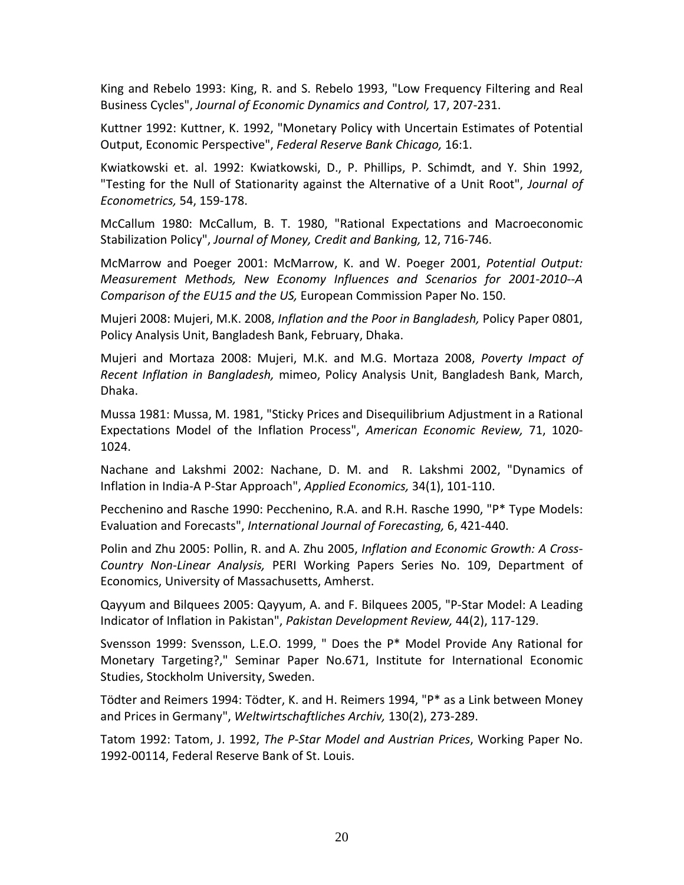King and Rebelo 1993: King, R. and S. Rebelo 1993, "Low Frequency Filtering and Real Business Cycles", *Journal of Economic Dynamics and Control,* 17, 207-231.

Kuttner 1992: Kuttner, K. 1992, "Monetary Policy with Uncertain Estimates of Potential Output, Economic Perspective", *Federal Reserve Bank Chicago,* 16:1.

Kwiatkowski et. al. 1992: Kwiatkowski, D., P. Phillips, P. Schimdt, and Y. Shin 1992, "Testing for the Null of Stationarity against the Alternative of a Unit Root", *Journal of Econometrics,* 54, 159-178.

McCallum 1980: McCallum, B. T. 1980, "Rational Expectations and Macroeconomic Stabilization Policy", *Journal of Money, Credit and Banking,* 12, 716-746.

McMarrow and Poeger 2001: McMarrow, K. and W. Poeger 2001, *Potential Output: Measurement Methods, New Economy Influences and Scenarios for 2001-2010--A Comparison of the EU15 and the US,* European Commission Paper No. 150.

Mujeri 2008: Mujeri, M.K. 2008, *Inflation and the Poor in Bangladesh,* Policy Paper 0801, Policy Analysis Unit, Bangladesh Bank, February, Dhaka.

Mujeri and Mortaza 2008: Mujeri, M.K. and M.G. Mortaza 2008, *Poverty Impact of Recent Inflation in Bangladesh,* mimeo, Policy Analysis Unit, Bangladesh Bank, March, Dhaka.

Mussa 1981: Mussa, M. 1981, "Sticky Prices and Disequilibrium Adjustment in a Rational Expectations Model of the Inflation Process", *American Economic Review,* 71, 1020-1024.

Nachane and Lakshmi 2002: Nachane, D. M. and R. Lakshmi 2002, "Dynamics of Inflation in India-A P-Star Approach", *Applied Economics,* 34(1), 101-110.

Pecchenino and Rasche 1990: Pecchenino, R.A. and R.H. Rasche 1990, "P* Type Models: Evaluation and Forecasts", *International Journal of Forecasting,* 6, 421-440.

Polin and Zhu 2005: Pollin, R. and A. Zhu 2005, *Inflation and Economic Growth: A Cross-Country Non-Linear Analysis,* PERI Working Papers Series No. 109, Department of Economics, University of Massachusetts, Amherst.

Qayyum and Bilquees 2005: Qayyum, A. and F. Bilquees 2005, "P-Star Model: A Leading Indicator of Inflation in Pakistan", *Pakistan Development Review,* 44(2), 117-129.

Svensson 1999: Svensson, L.E.O. 1999, " Does the P* Model Provide Any Rational for Monetary Targeting?," Seminar Paper No.671, Institute for International Economic Studies, Stockholm University, Sweden.

Tödter and Reimers 1994: Tödter, K. and H. Reimers 1994, "P* as a Link between Money and Prices in Germany", *Weltwirtschaftliches Archiv,* 130(2), 273-289.

Tatom 1992: Tatom, J. 1992, *The P-Star Model and Austrian Prices*, Working Paper No. 1992-00114, Federal Reserve Bank of St. Louis.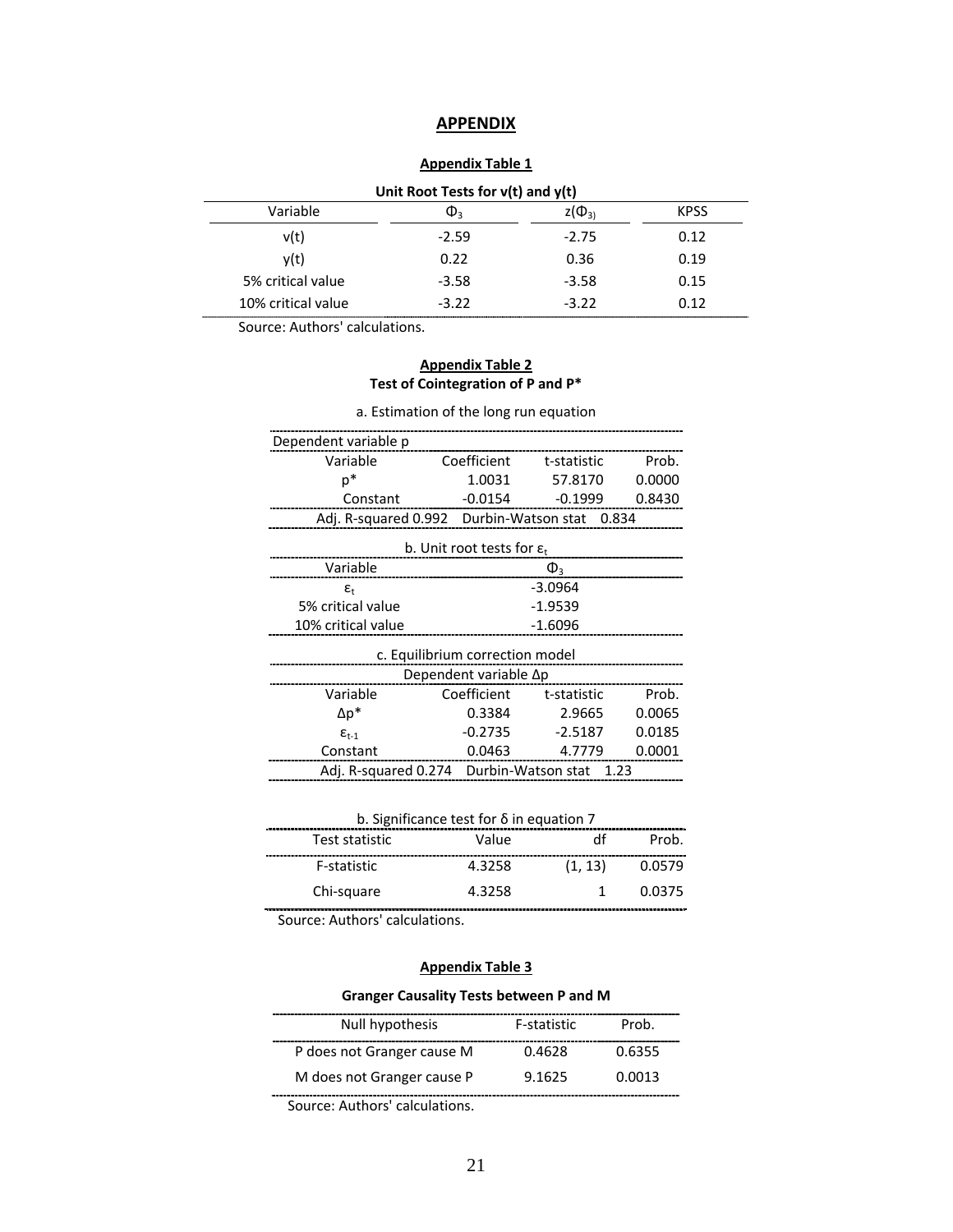# APPENDIX

**Appendix Table 1**

**Unit Root Tests for v(t) and y(t)**

| Variable | $\Phi_3$ | $z(\Phi_3)$ | KPSS |
|---|---|---|---|
| v(t) | -2.59 | -2.75 | 0.12 |
| y(t) | 0.22 | 0.36 | 0.19 |
| 5% critical value | -3.58 | -3.58 | 0.15 |
| 10% critical value | -3.22 | -3.22 | 0.12 |

Source: Authors' calculations.

**Appendix Table 2**
**Test of Cointegration of P and P\***

a. Estimation of the long run equation

| Dependent variable p | | | |
|---|---|---|---|
| Variable | Coefficient | t-statistic | Prob. |
| p* | 1.0031 | 57.8170 | 0.0000 |
| Constant | -0.0154 | -0.1999 | 0.8430 |
| Adj. R-squared 0.992 | Durbin-Watson stat 0.834 | | |

b. Unit root tests for $\varepsilon_t$

| Variable | $\Phi_3$ |
|---|---|
| $\varepsilon_t$ | -3.0964 |
| 5% critical value | -1.9539 |
| 10% critical value | -1.6096 |

c. Equilibrium correction model

| Dependent variable Δp | | | |
|---|---|---|---|
| Variable | Coefficient | t-statistic | Prob. |
| Δp* | 0.3384 | 2.9665 | 0.0065 |
| $\varepsilon_{t-1}$ | -0.2735 | -2.5187 | 0.0185 |
| Constant | 0.0463 | 4.7779 | 0.0001 |
| Adj. R-squared 0.274 | Durbin-Watson stat 1.23 | | |

b. Significance test for δ in equation 7

| Test statistic | Value | df | Prob. |
|---|---|---|---|
| F-statistic | 4.3258 | (1, 13) | 0.0579 |
| Chi-square | 4.3258 | 1 | 0.0375 |

Source: Authors' calculations.

**Appendix Table 3**

**Granger Causality Tests between P and M**

| Null hypothesis | F-statistic | Prob. |
|---|---|---|
| P does not Granger cause M | 0.4628 | 0.6355 |
| M does not Granger cause P | 9.1625 | 0.0013 |

Source: Authors' calculations.